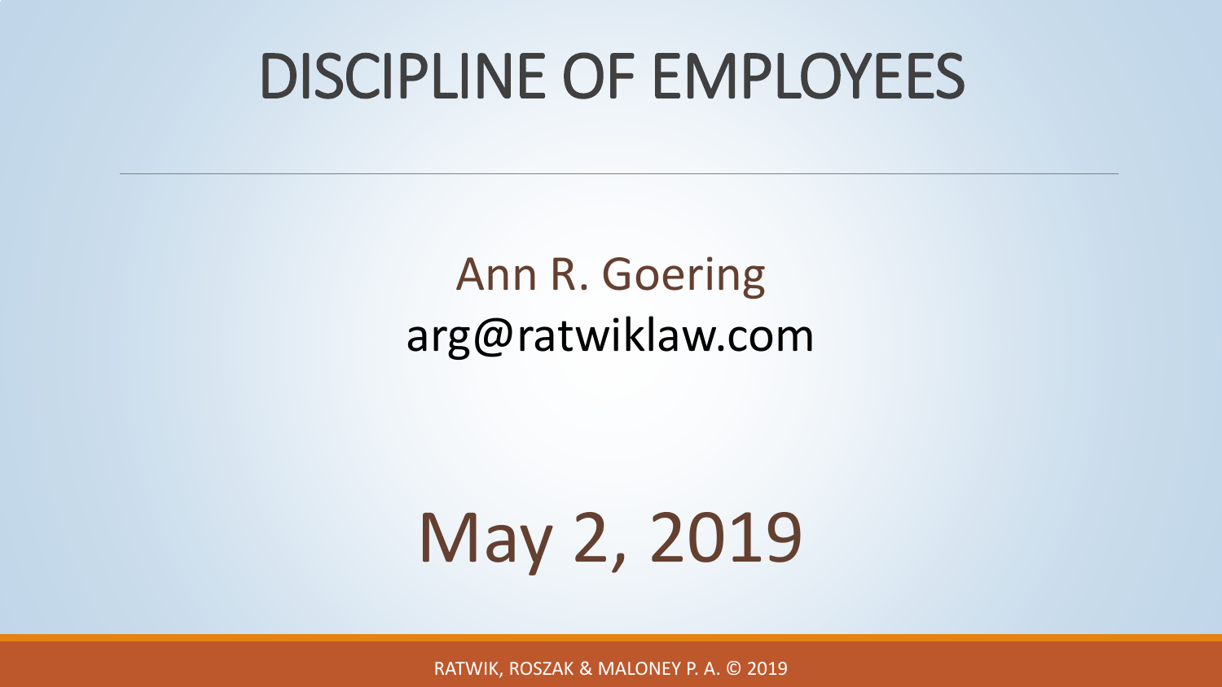# DISCIPLINE OF EMPLOYEES

Ann R. Goering
arg@ratwiklaw.com

May 2, 2019

RATWIK, ROSZAK & MALONEY P. A. © 2019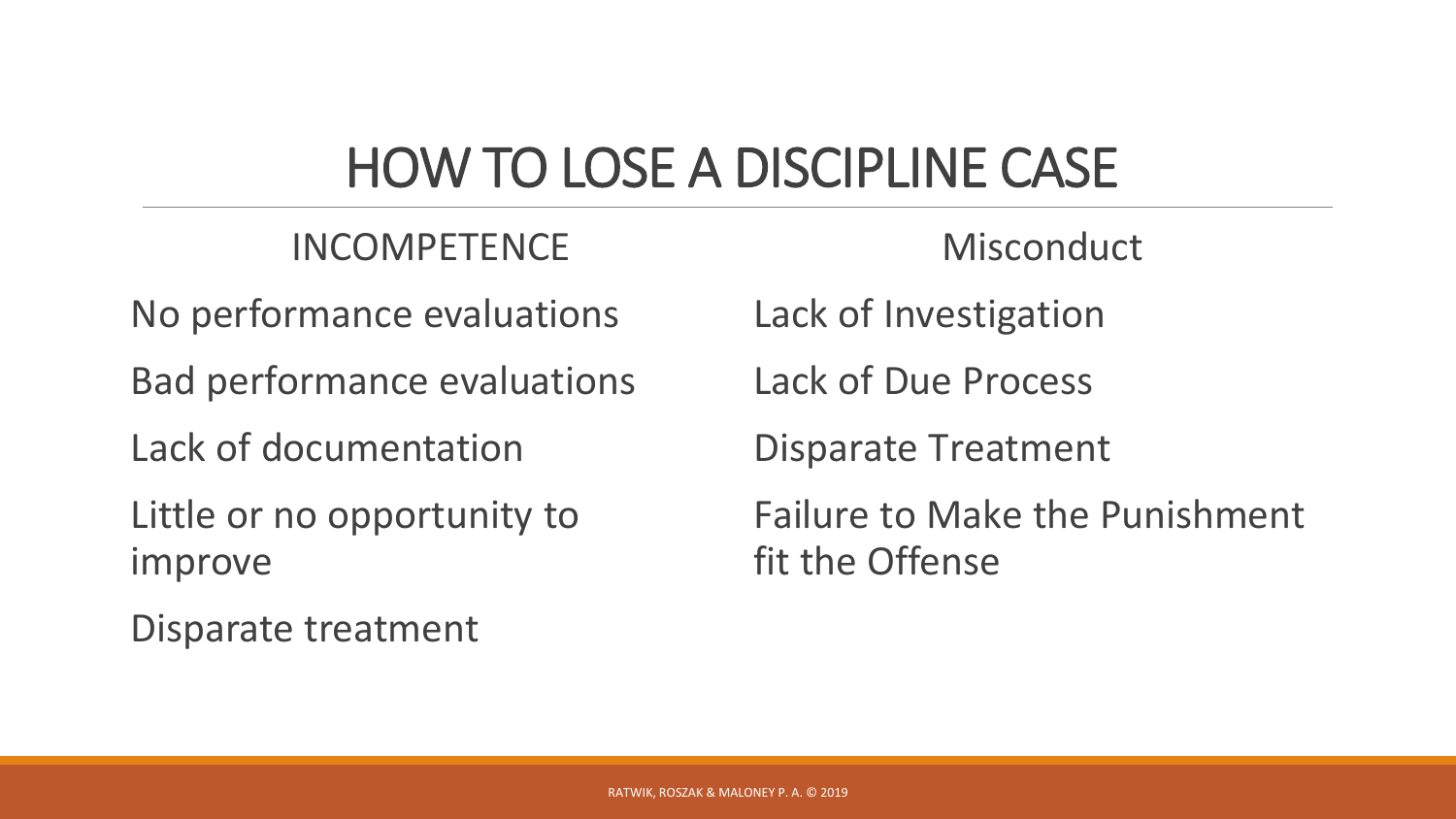# HOW TO LOSE A DISCIPLINE CASE

## INCOMPETENCE

- No performance evaluations
- Bad performance evaluations
- Lack of documentation
- Little or no opportunity to improve
- Disparate treatment

## Misconduct

- Lack of Investigation
- Lack of Due Process
- Disparate Treatment
- Failure to Make the Punishment fit the Offense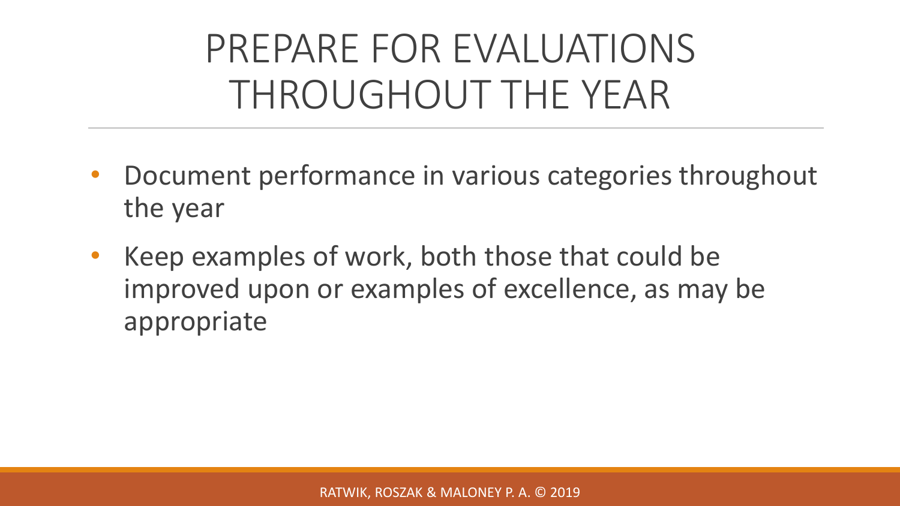# PREPARE FOR EVALUATIONS THROUGHOUT THE YEAR

- Document performance in various categories throughout the year
- Keep examples of work, both those that could be improved upon or examples of excellence, as may be appropriate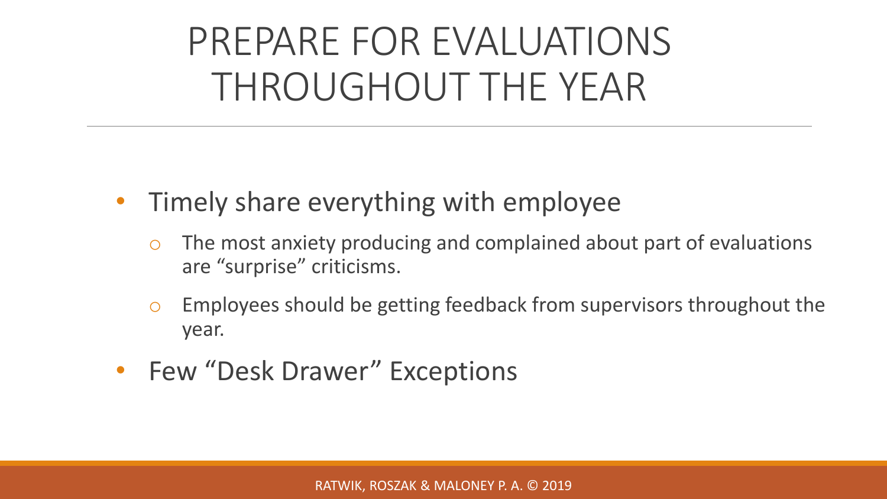# PREPARE FOR EVALUATIONS THROUGHOUT THE YEAR

- Timely share everything with employee
  - The most anxiety producing and complained about part of evaluations are “surprise” criticisms.
  - Employees should be getting feedback from supervisors throughout the year.
- Few “Desk Drawer” Exceptions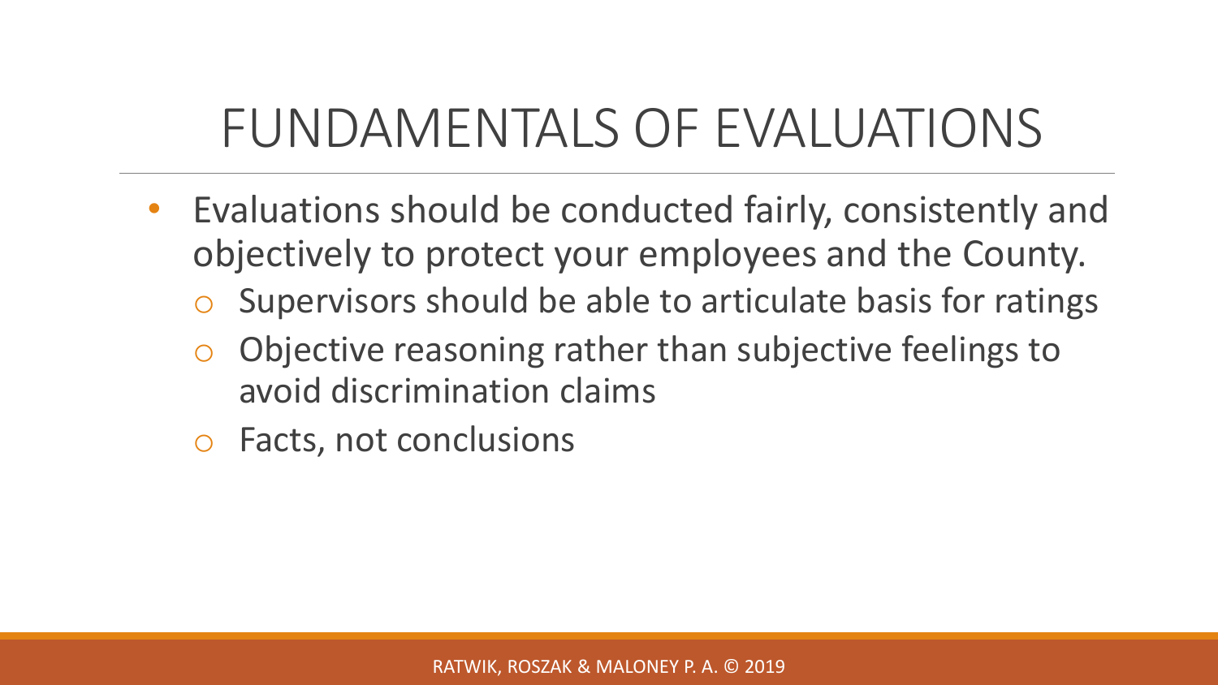# FUNDAMENTALS OF EVALUATIONS

- Evaluations should be conducted fairly, consistently and objectively to protect your employees and the County.
  - Supervisors should be able to articulate basis for ratings
  - Objective reasoning rather than subjective feelings to avoid discrimination claims
  - Facts, not conclusions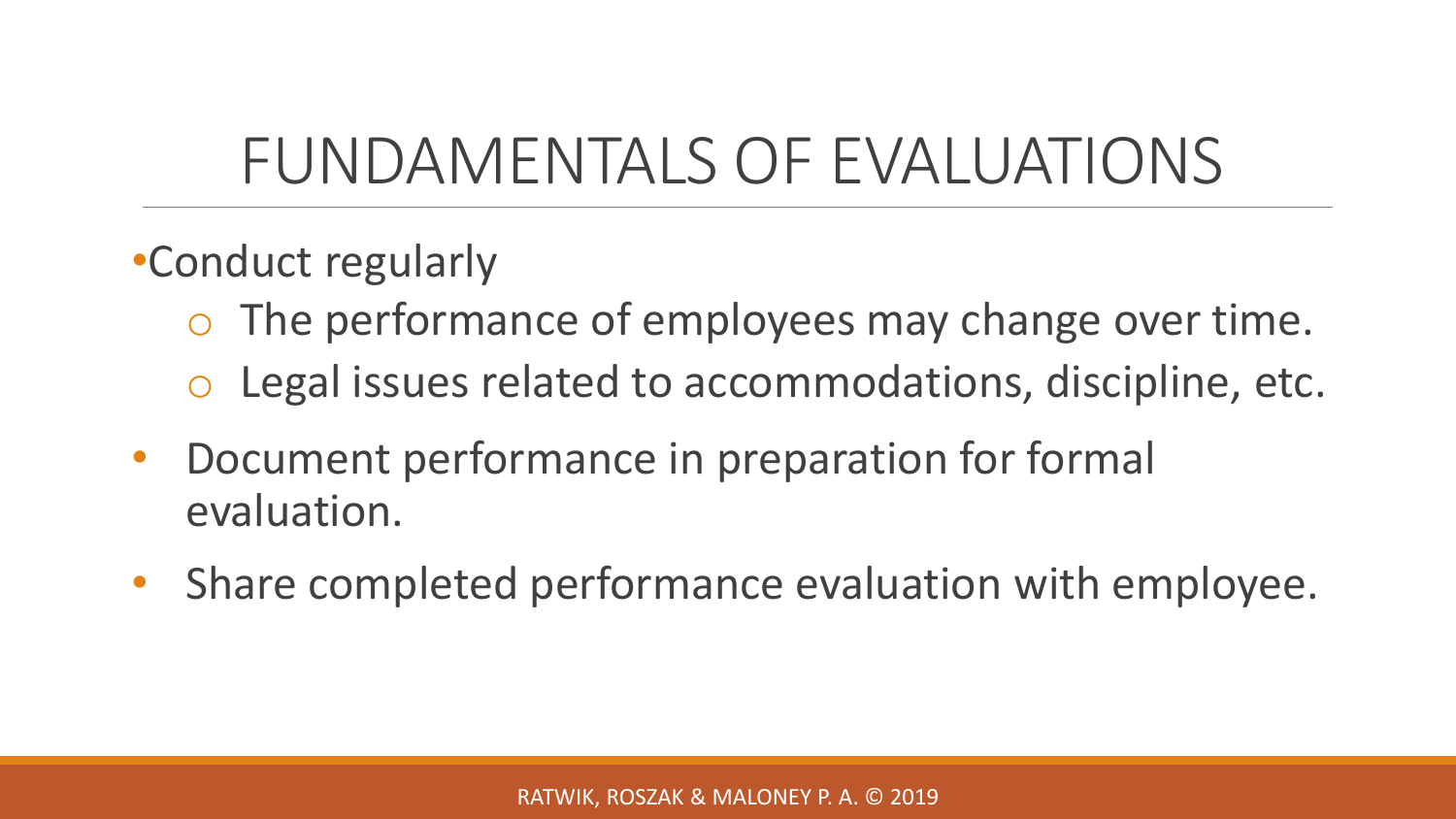# FUNDAMENTALS OF EVALUATIONS

- Conduct regularly
  - The performance of employees may change over time.
  - Legal issues related to accommodations, discipline, etc.
- Document performance in preparation for formal evaluation.
- Share completed performance evaluation with employee.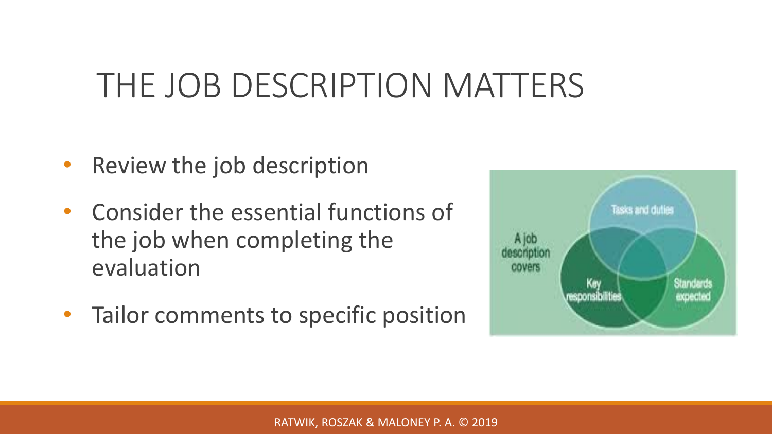# THE JOB DESCRIPTION MATTERS

- Review the job description
- Consider the essential functions of the job when completing the evaluation
- Tailor comments to specific position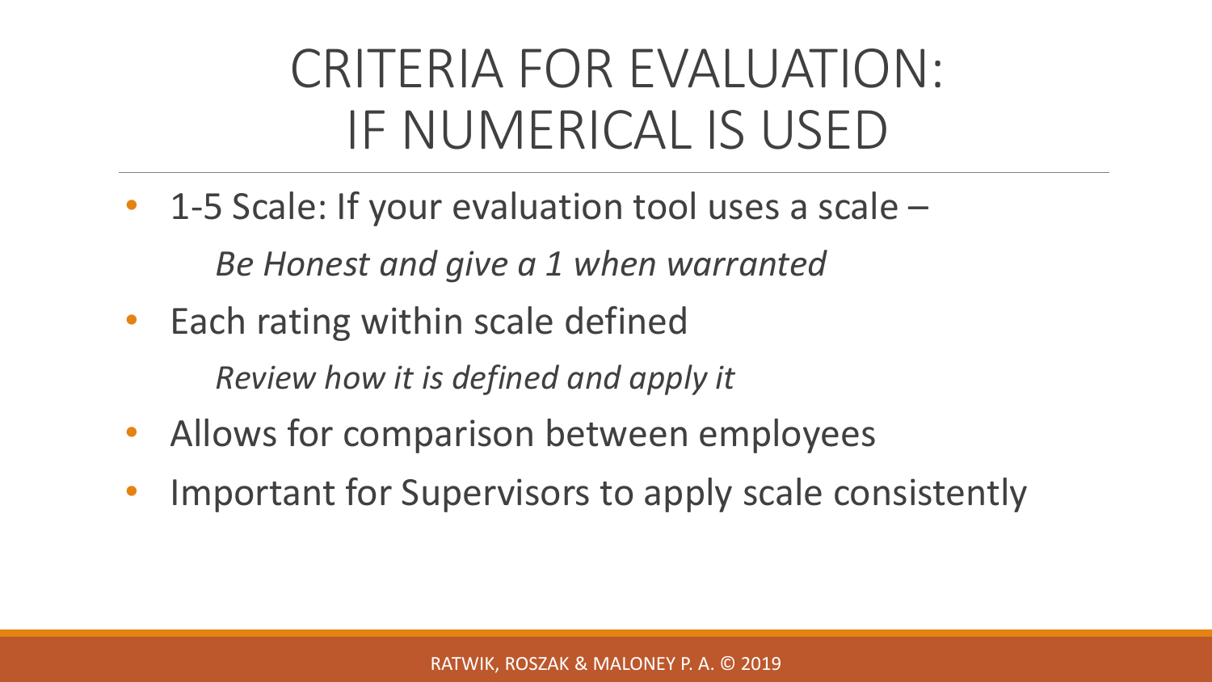# CRITERIA FOR EVALUATION: IF NUMERICAL IS USED

- 1-5 Scale: If your evaluation tool uses a scale –

  *Be Honest and give a 1 when warranted*

- Each rating within scale defined

  *Review how it is defined and apply it*

- Allows for comparison between employees
- Important for Supervisors to apply scale consistently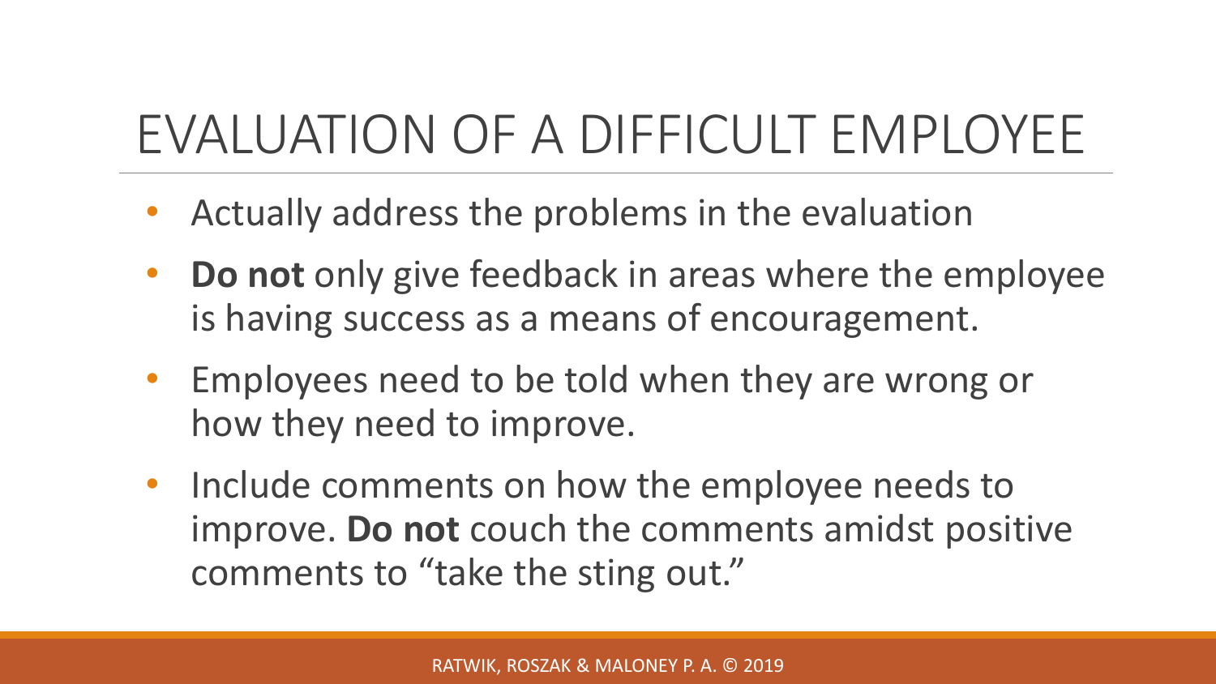# EVALUATION OF A DIFFICULT EMPLOYEE

- Actually address the problems in the evaluation
- **Do not** only give feedback in areas where the employee is having success as a means of encouragement.
- Employees need to be told when they are wrong or how they need to improve.
- Include comments on how the employee needs to improve. **Do not** couch the comments amidst positive comments to "take the sting out."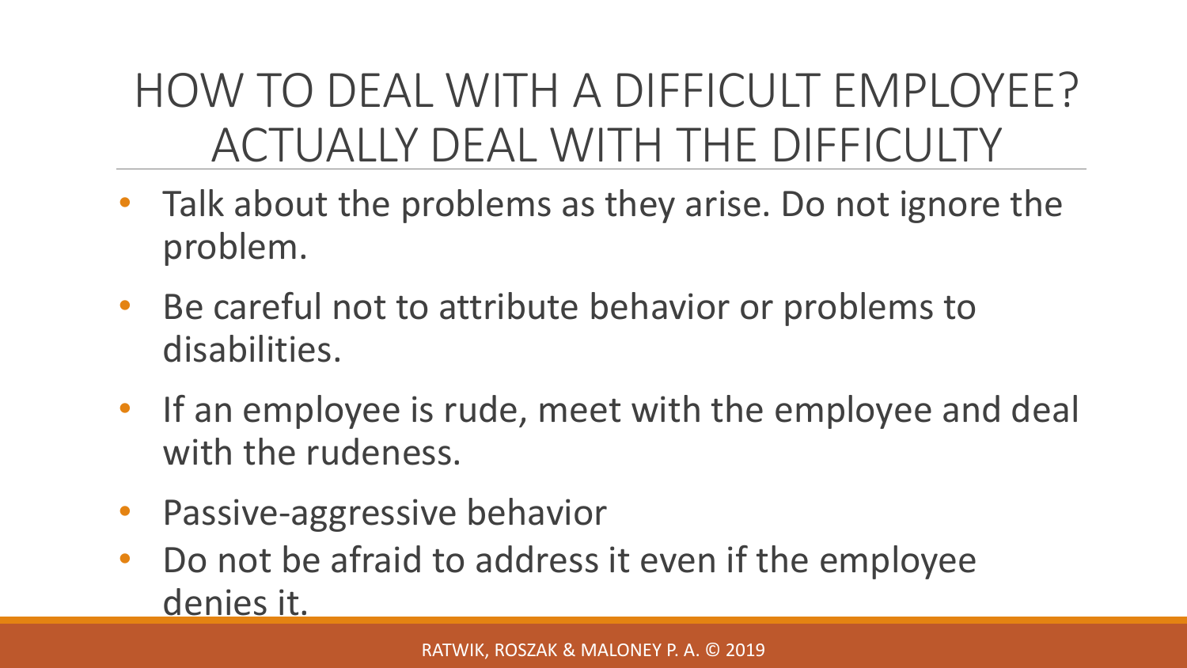# HOW TO DEAL WITH A DIFFICULT EMPLOYEE? ACTUALLY DEAL WITH THE DIFFICULTY

- Talk about the problems as they arise. Do not ignore the problem.
- Be careful not to attribute behavior or problems to disabilities.
- If an employee is rude, meet with the employee and deal with the rudeness.
- Passive-aggressive behavior
- Do not be afraid to address it even if the employee denies it.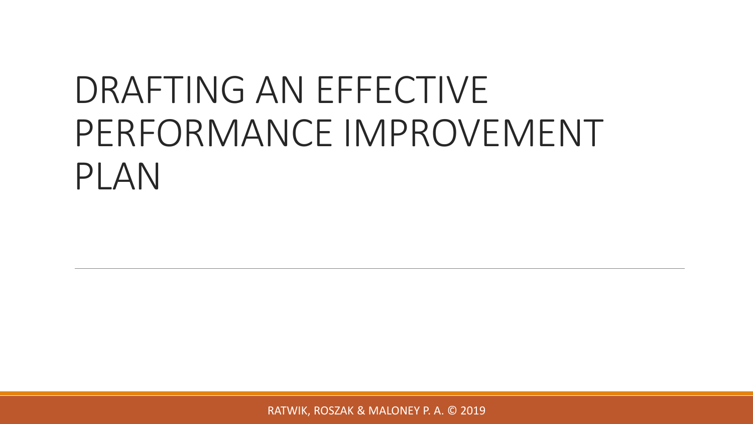# DRAFTING AN EFFECTIVE PERFORMANCE IMPROVEMENT PLAN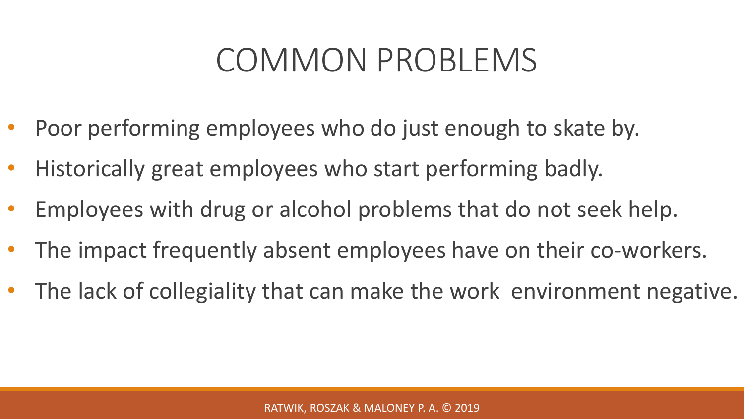# COMMON PROBLEMS

- Poor performing employees who do just enough to skate by.
- Historically great employees who start performing badly.
- Employees with drug or alcohol problems that do not seek help.
- The impact frequently absent employees have on their co-workers.
- The lack of collegiality that can make the work environment negative.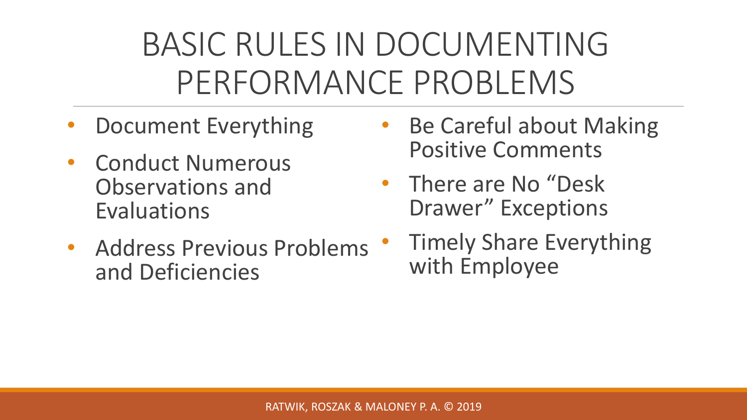# BASIC RULES IN DOCUMENTING PERFORMANCE PROBLEMS

- Document Everything
- Conduct Numerous Observations and Evaluations
- Address Previous Problems and Deficiencies
- Be Careful about Making Positive Comments
- There are No "Desk Drawer" Exceptions
- Timely Share Everything with Employee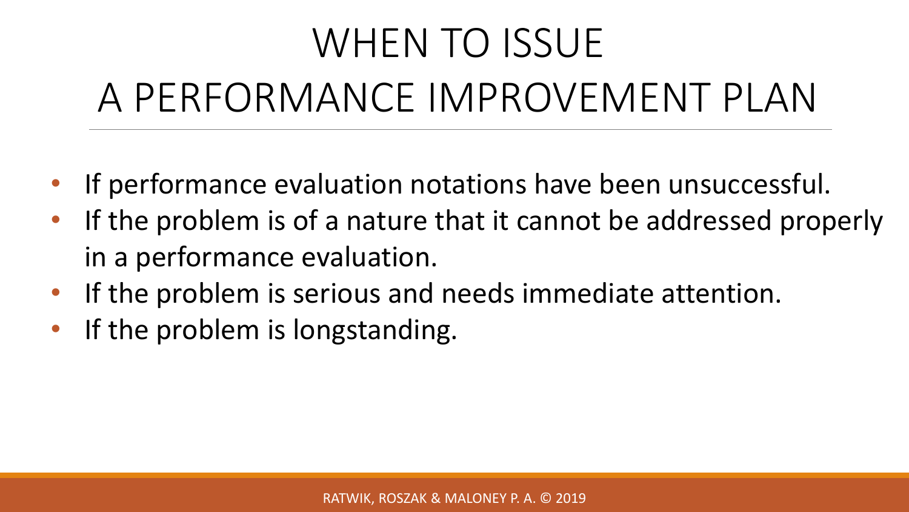# WHEN TO ISSUE A PERFORMANCE IMPROVEMENT PLAN

- If performance evaluation notations have been unsuccessful.
- If the problem is of a nature that it cannot be addressed properly in a performance evaluation.
- If the problem is serious and needs immediate attention.
- If the problem is longstanding.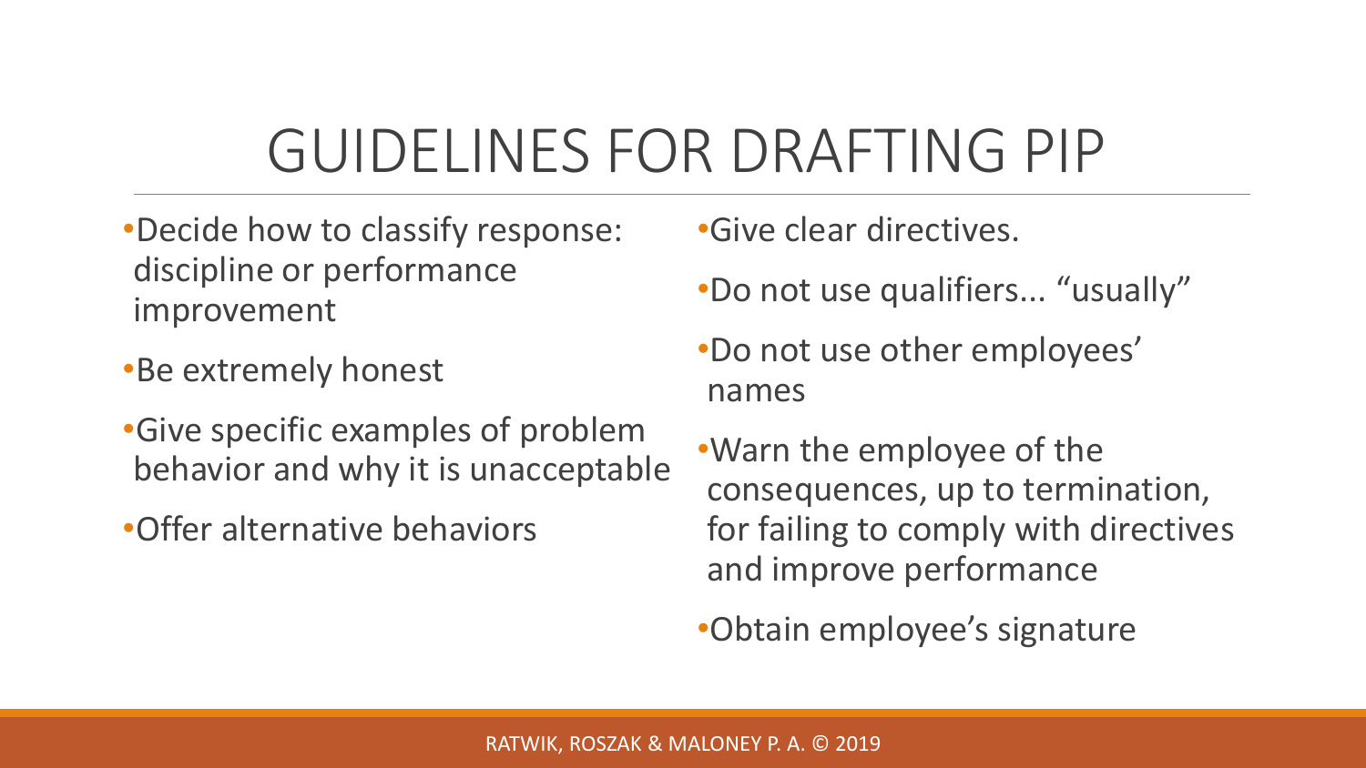# GUIDELINES FOR DRAFTING PIP

- Decide how to classify response: discipline or performance improvement
- Be extremely honest
- Give specific examples of problem behavior and why it is unacceptable
- Offer alternative behaviors
- Give clear directives.
- Do not use qualifiers... "usually"
- Do not use other employees' names
- Warn the employee of the consequences, up to termination, for failing to comply with directives and improve performance
- Obtain employee's signature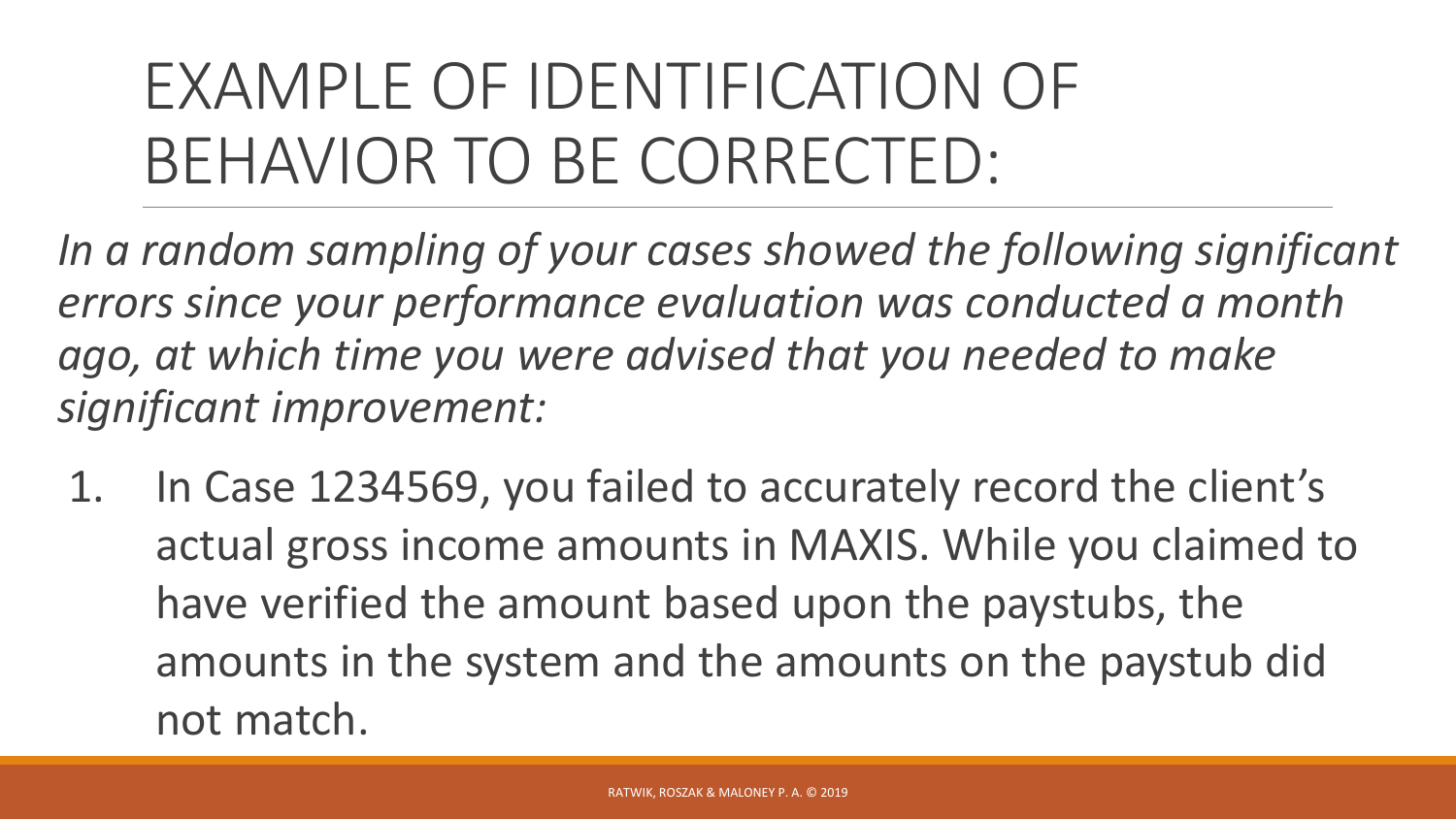# EXAMPLE OF IDENTIFICATION OF BEHAVIOR TO BE CORRECTED:

*In a random sampling of your cases showed the following significant errors since your performance evaluation was conducted a month ago, at which time you were advised that you needed to make significant improvement:*

1. In Case 1234569, you failed to accurately record the client's actual gross income amounts in MAXIS. While you claimed to have verified the amount based upon the paystubs, the amounts in the system and the amounts on the paystub did not match.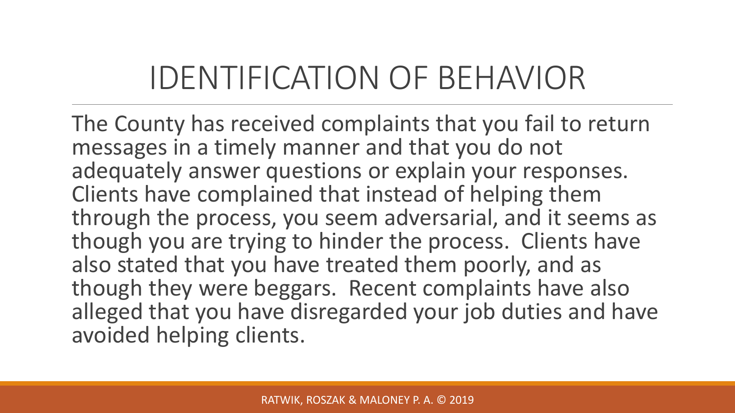# IDENTIFICATION OF BEHAVIOR

The County has received complaints that you fail to return messages in a timely manner and that you do not adequately answer questions or explain your responses. Clients have complained that instead of helping them through the process, you seem adversarial, and it seems as though you are trying to hinder the process. Clients have also stated that you have treated them poorly, and as though they were beggars. Recent complaints have also alleged that you have disregarded your job duties and have avoided helping clients.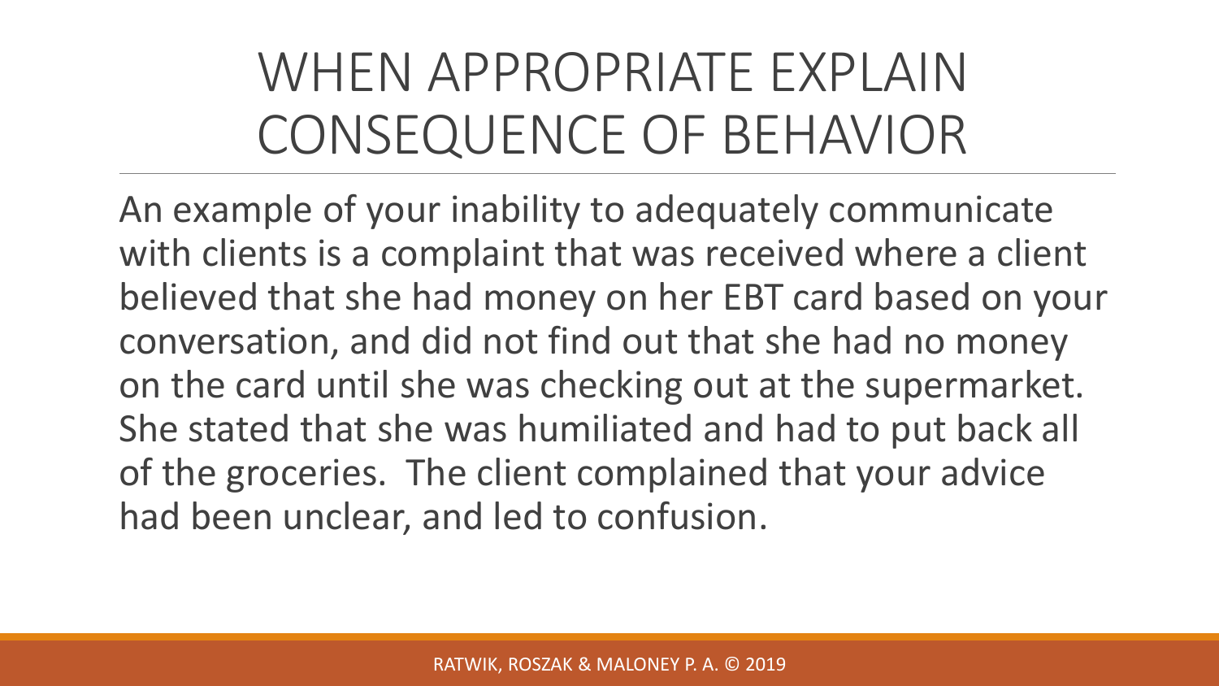# WHEN APPROPRIATE EXPLAIN CONSEQUENCE OF BEHAVIOR

An example of your inability to adequately communicate with clients is a complaint that was received where a client believed that she had money on her EBT card based on your conversation, and did not find out that she had no money on the card until she was checking out at the supermarket. She stated that she was humiliated and had to put back all of the groceries. The client complained that your advice had been unclear, and led to confusion.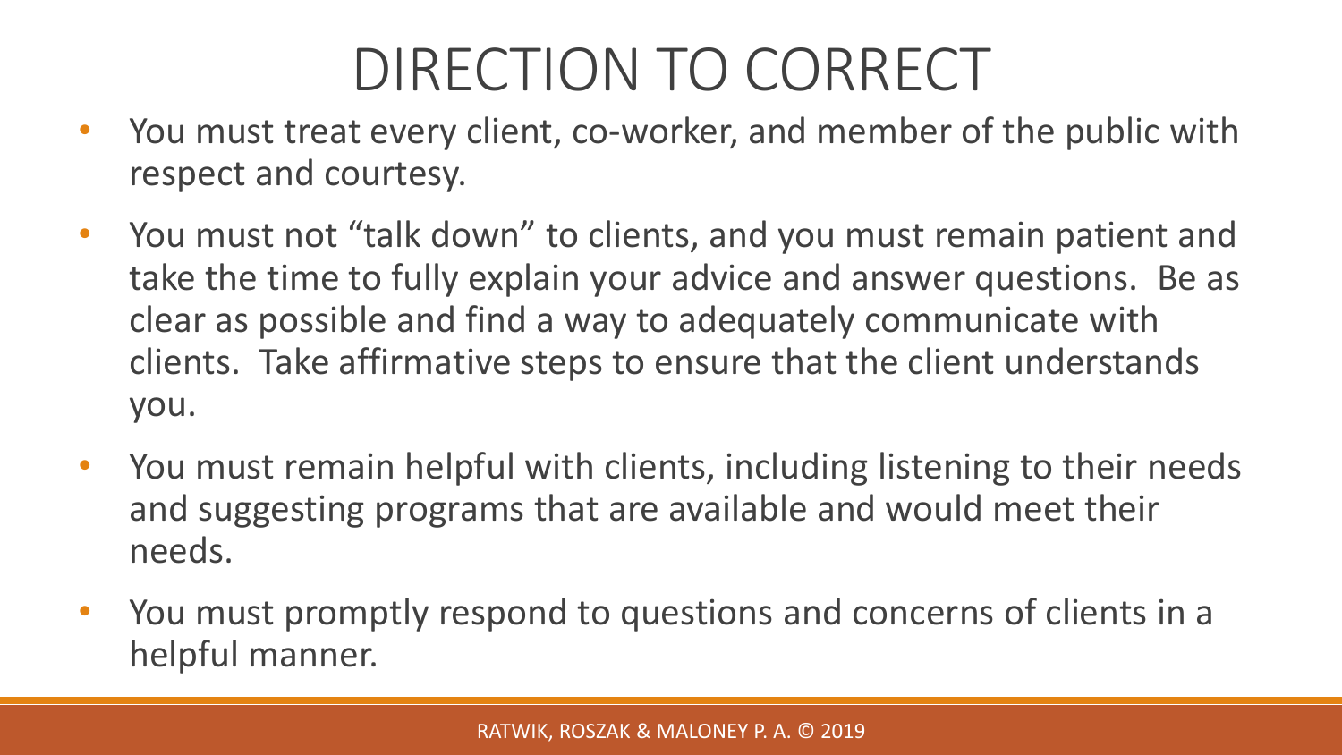# DIRECTION TO CORRECT

- You must treat every client, co-worker, and member of the public with respect and courtesy.
- You must not "talk down" to clients, and you must remain patient and take the time to fully explain your advice and answer questions. Be as clear as possible and find a way to adequately communicate with clients. Take affirmative steps to ensure that the client understands you.
- You must remain helpful with clients, including listening to their needs and suggesting programs that are available and would meet their needs.
- You must promptly respond to questions and concerns of clients in a helpful manner.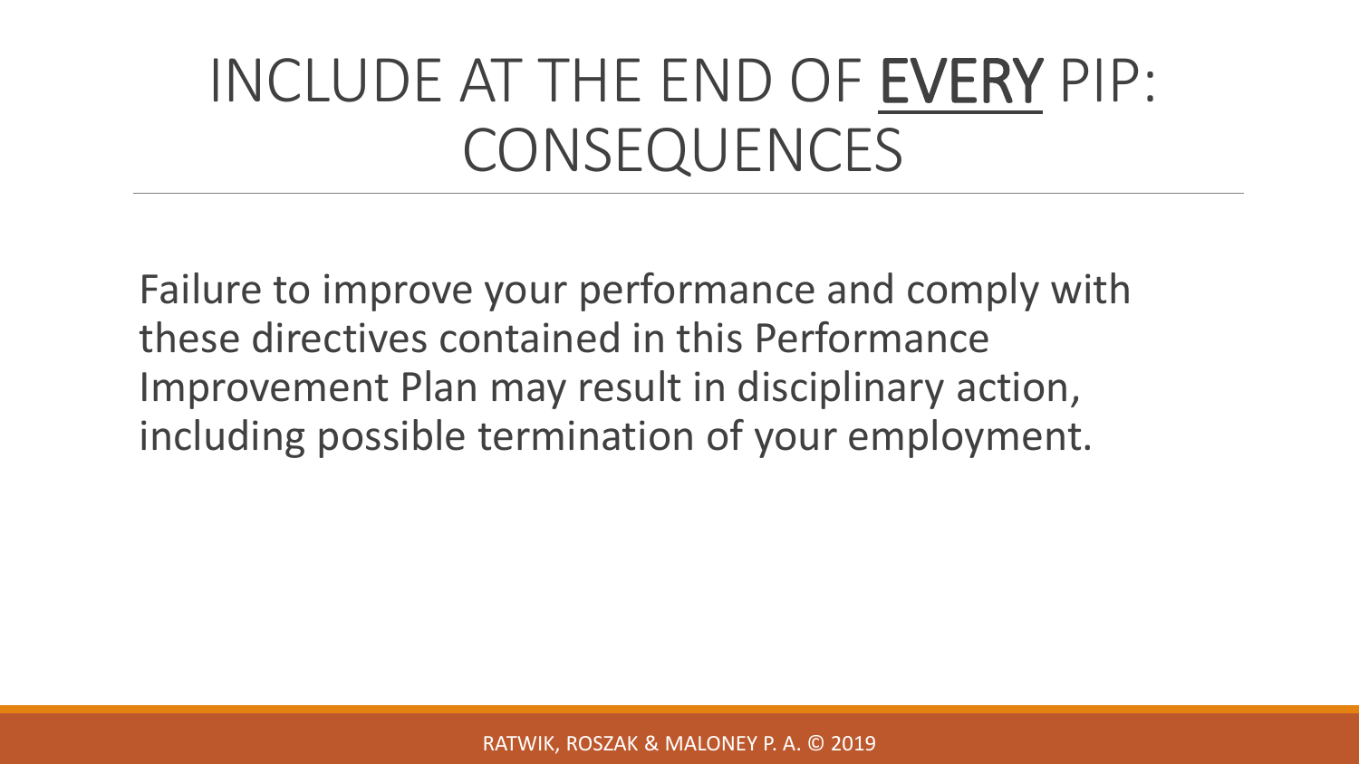# INCLUDE AT THE END OF <u>EVERY</u> PIP: CONSEQUENCES

Failure to improve your performance and comply with these directives contained in this Performance Improvement Plan may result in disciplinary action, including possible termination of your employment.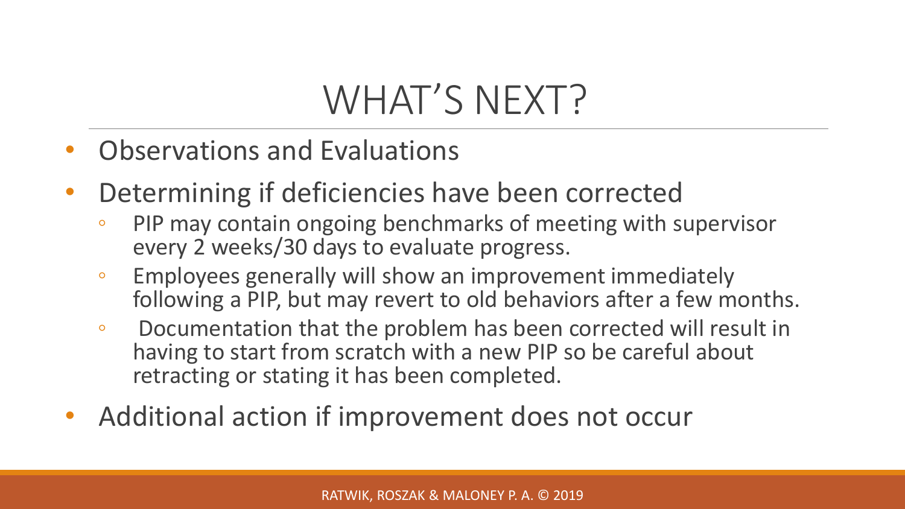# WHAT'S NEXT?

- Observations and Evaluations
- Determining if deficiencies have been corrected
  - PIP may contain ongoing benchmarks of meeting with supervisor every 2 weeks/30 days to evaluate progress.
  - Employees generally will show an improvement immediately following a PIP, but may revert to old behaviors after a few months.
  - Documentation that the problem has been corrected will result in having to start from scratch with a new PIP so be careful about retracting or stating it has been completed.
- Additional action if improvement does not occur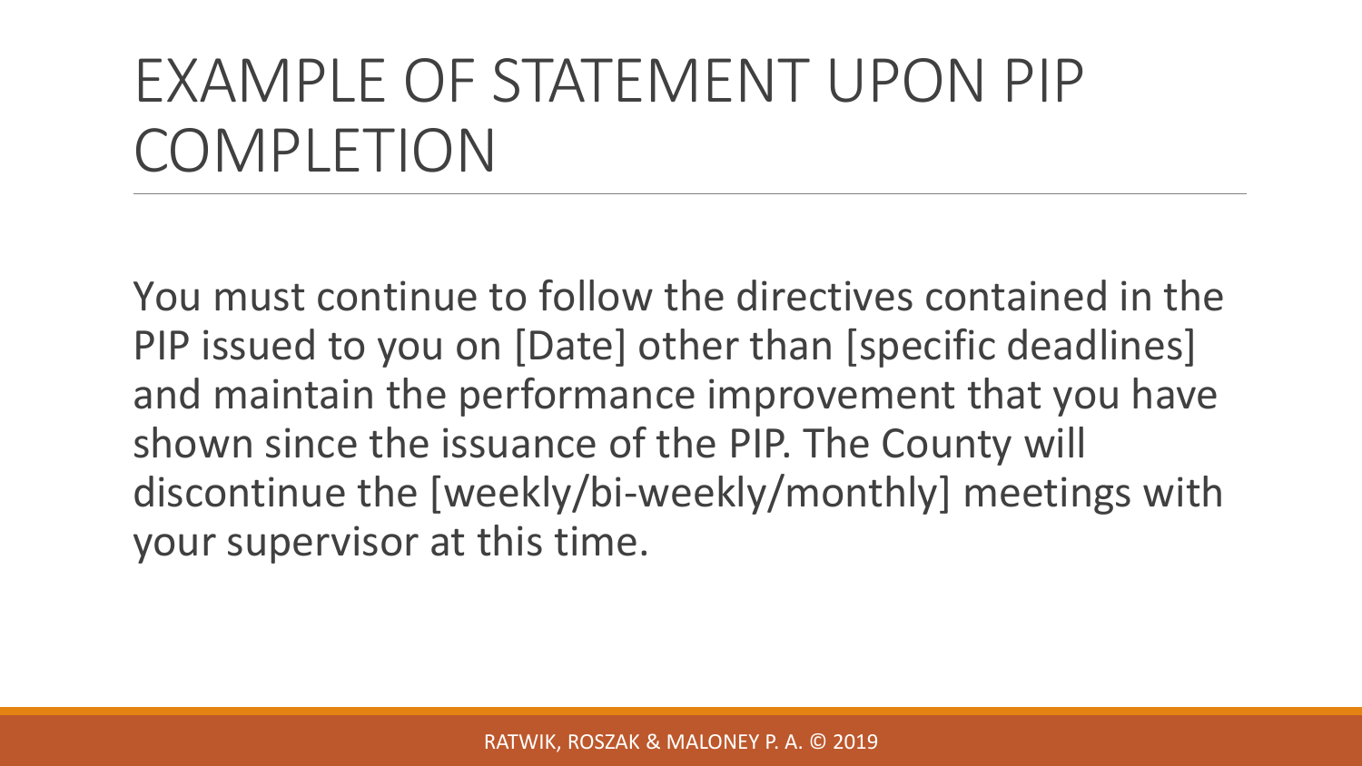# EXAMPLE OF STATEMENT UPON PIP COMPLETION

You must continue to follow the directives contained in the PIP issued to you on [Date] other than [specific deadlines] and maintain the performance improvement that you have shown since the issuance of the PIP. The County will discontinue the [weekly/bi-weekly/monthly] meetings with your supervisor at this time.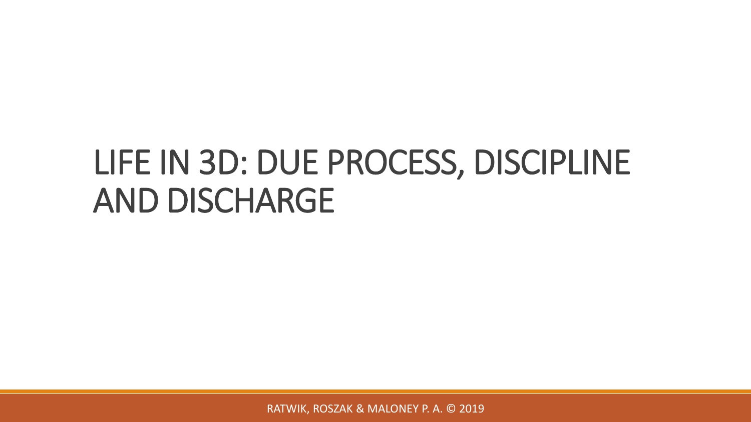# LIFE IN 3D: DUE PROCESS, DISCIPLINE AND DISCHARGE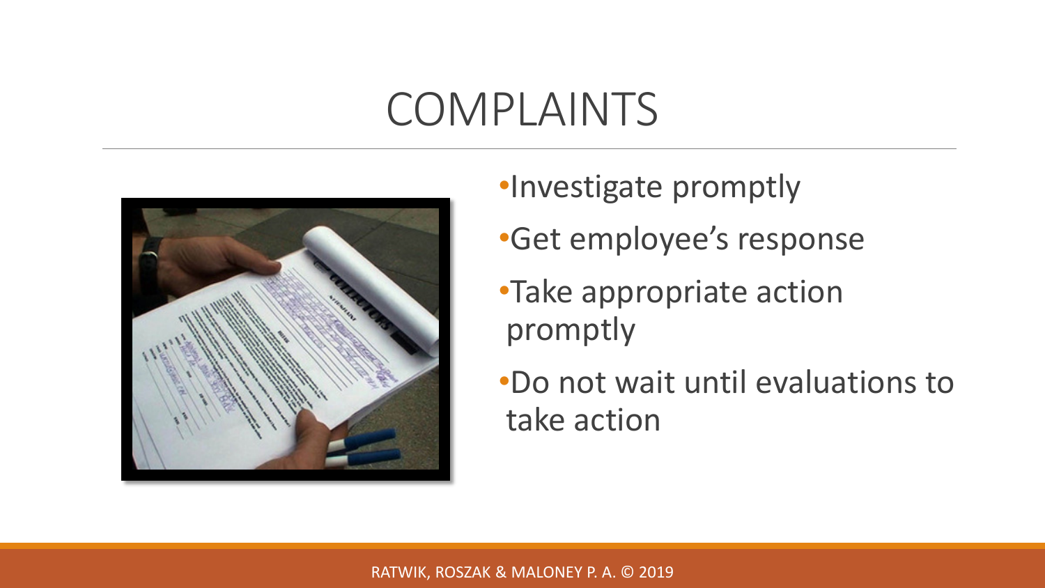# COMPLAINTS

- Investigate promptly
- Get employee's response
- Take appropriate action promptly
- Do not wait until evaluations to take action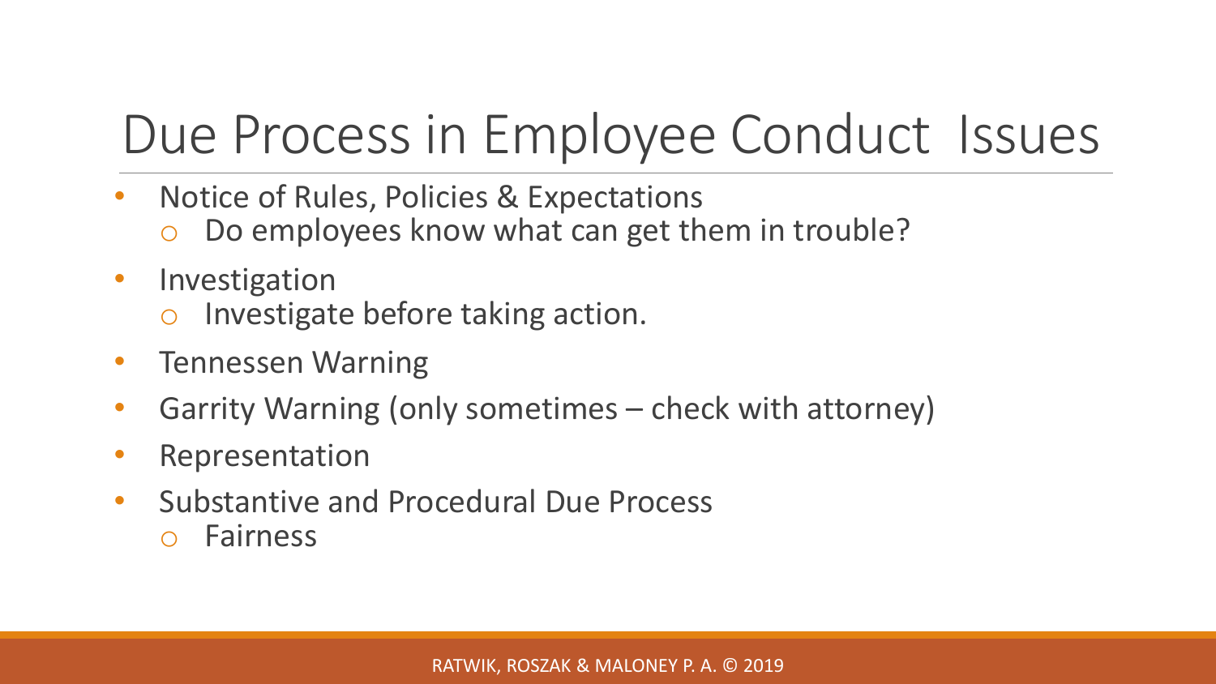# Due Process in Employee Conduct Issues

- Notice of Rules, Policies & Expectations
  - Do employees know what can get them in trouble?
- Investigation
  - Investigate before taking action.
- Tennessen Warning
- Garrity Warning (only sometimes – check with attorney)
- Representation
- Substantive and Procedural Due Process
  - Fairness

RATWIK, ROSZAK & MALONEY P. A. © 2019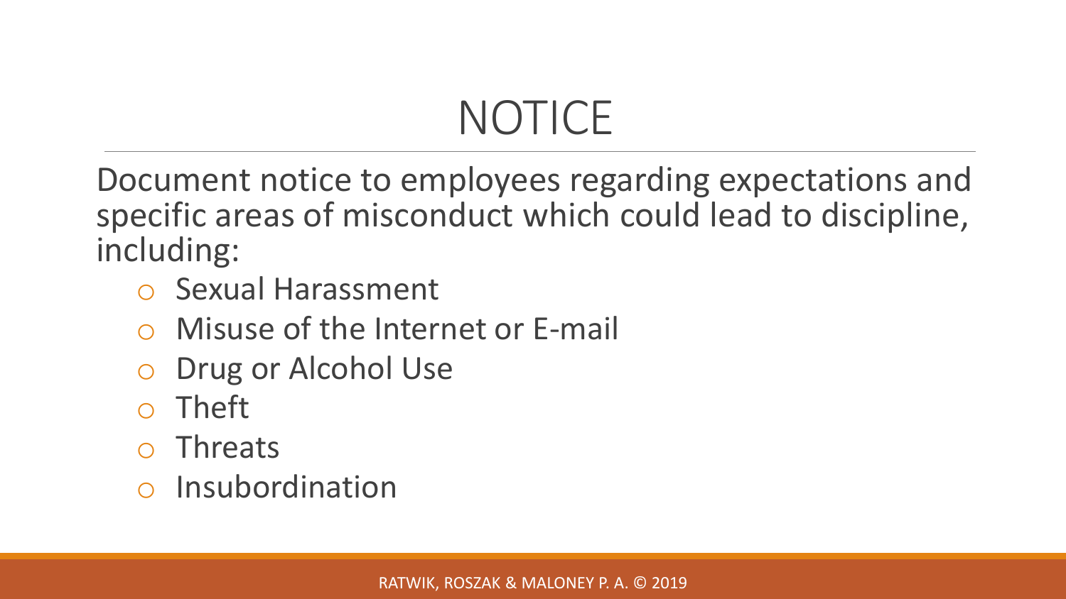# NOTICE

Document notice to employees regarding expectations and specific areas of misconduct which could lead to discipline, including:

- Sexual Harassment
- Misuse of the Internet or E-mail
- Drug or Alcohol Use
- Theft
- Threats
- Insubordination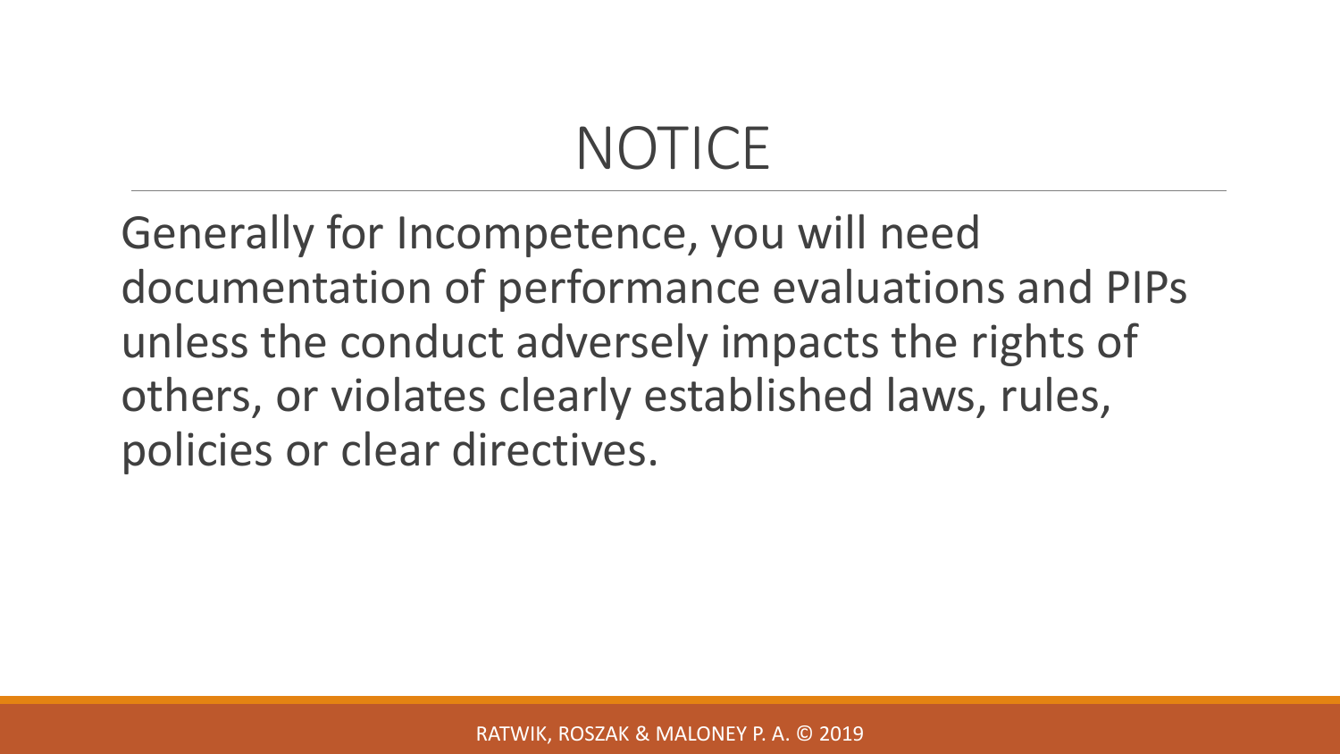# NOTICE

Generally for Incompetence, you will need documentation of performance evaluations and PIPs unless the conduct adversely impacts the rights of others, or violates clearly established laws, rules, policies or clear directives.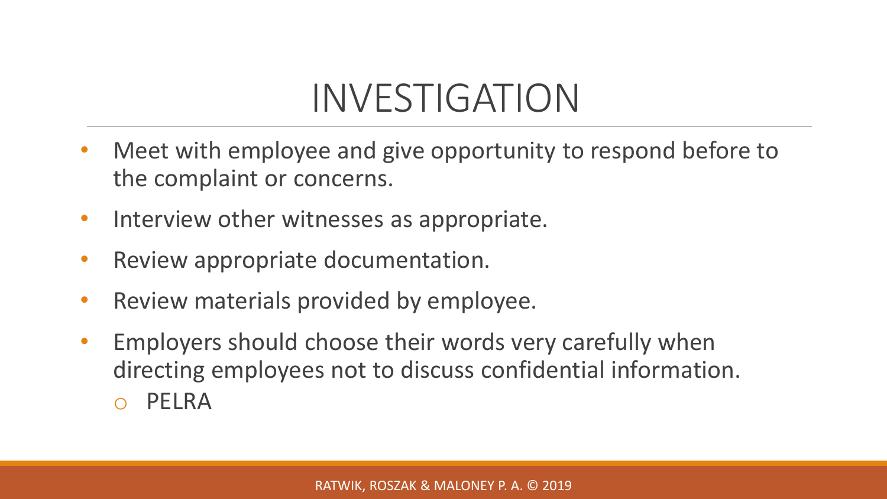# INVESTIGATION

- Meet with employee and give opportunity to respond before to the complaint or concerns.
- Interview other witnesses as appropriate.
- Review appropriate documentation.
- Review materials provided by employee.
- Employers should choose their words very carefully when directing employees not to discuss confidential information.
  - PELRA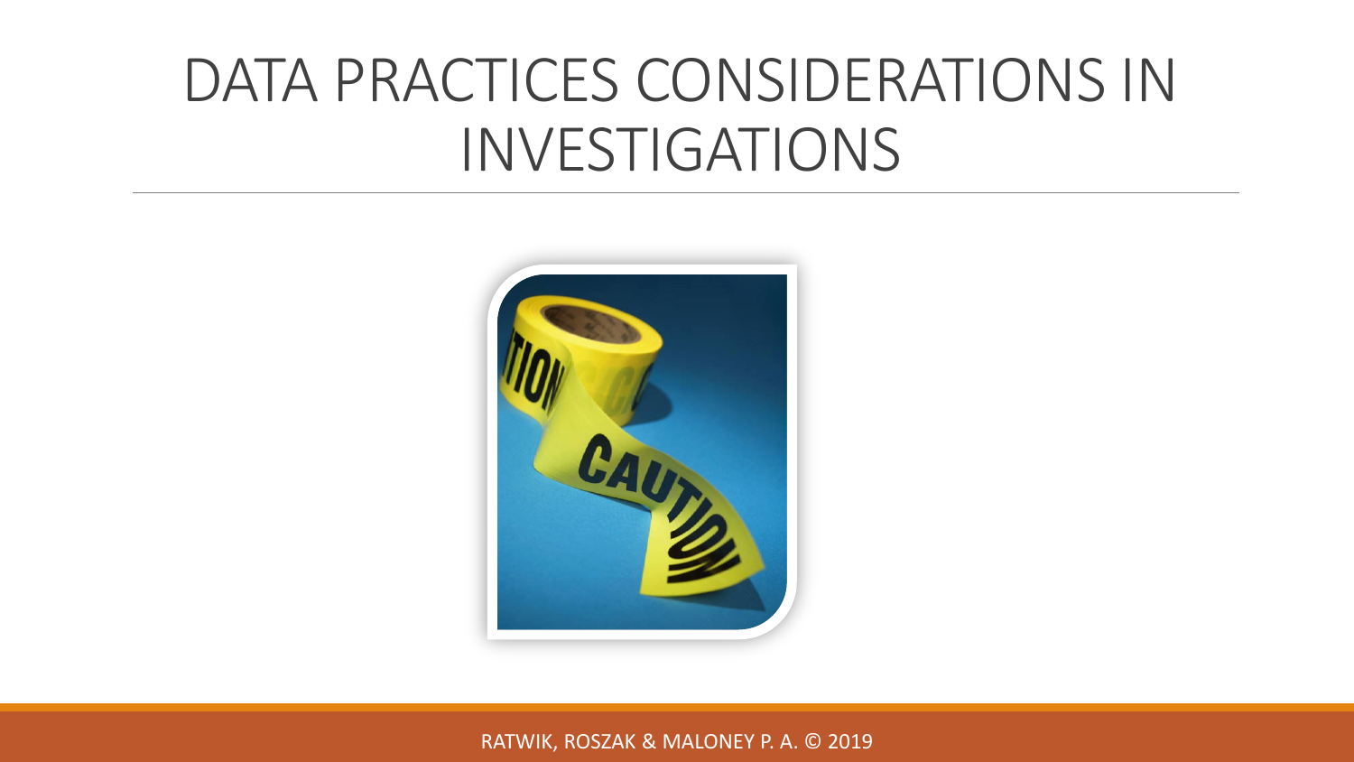# DATA PRACTICES CONSIDERATIONS IN INVESTIGATIONS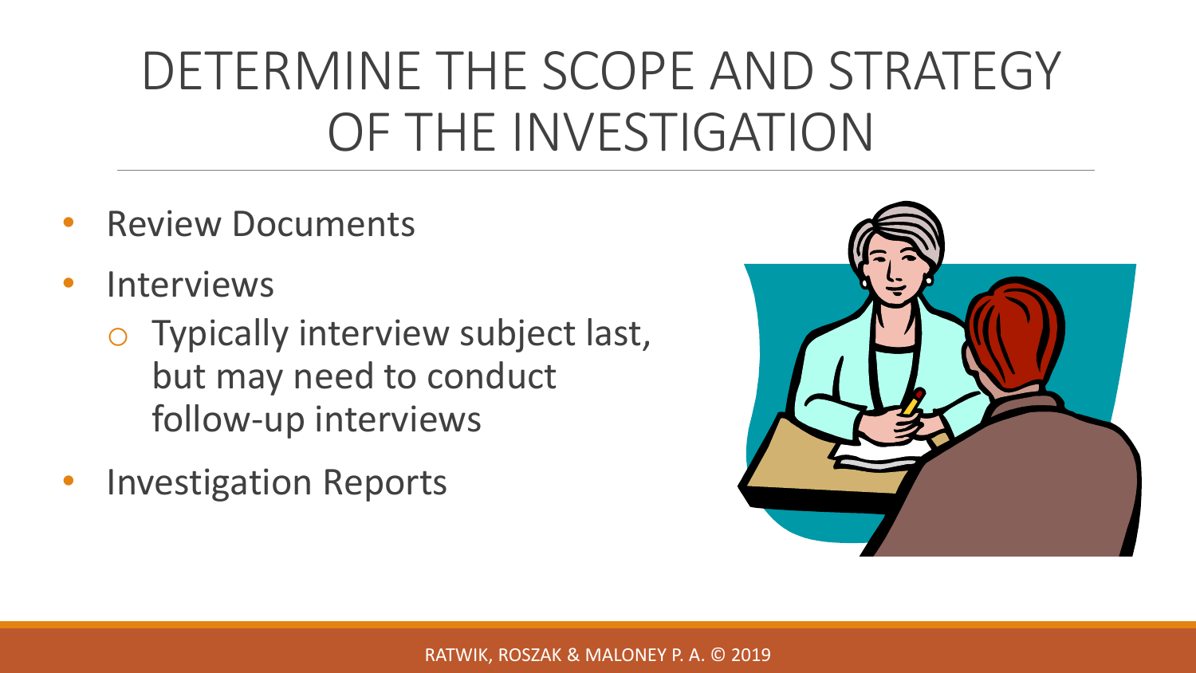# DETERMINE THE SCOPE AND STRATEGY OF THE INVESTIGATION

- Review Documents
- Interviews
  - Typically interview subject last, but may need to conduct follow-up interviews
- Investigation Reports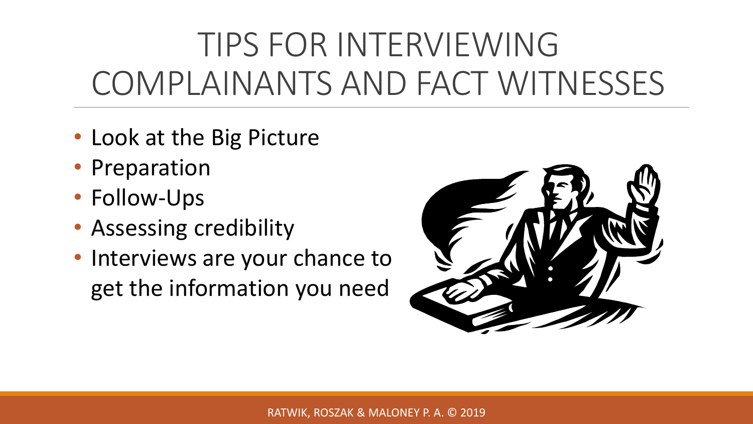# TIPS FOR INTERVIEWING COMPLAINANTS AND FACT WITNESSES

- Look at the Big Picture
- Preparation
- Follow-Ups
- Assessing credibility
- Interviews are your chance to get the information you need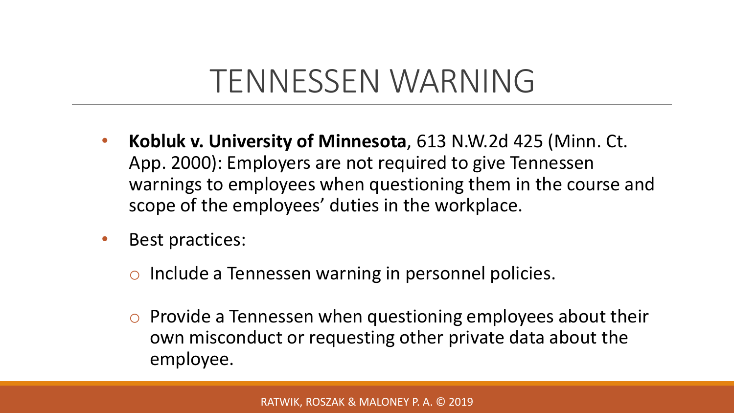# TENNESSEN WARNING

- **Kobluk v. University of Minnesota**, 613 N.W.2d 425 (Minn. Ct. App. 2000): Employers are not required to give Tennessen warnings to employees when questioning them in the course and scope of the employees' duties in the workplace.
- Best practices:
  - Include a Tennessen warning in personnel policies.
  - Provide a Tennessen when questioning employees about their own misconduct or requesting other private data about the employee.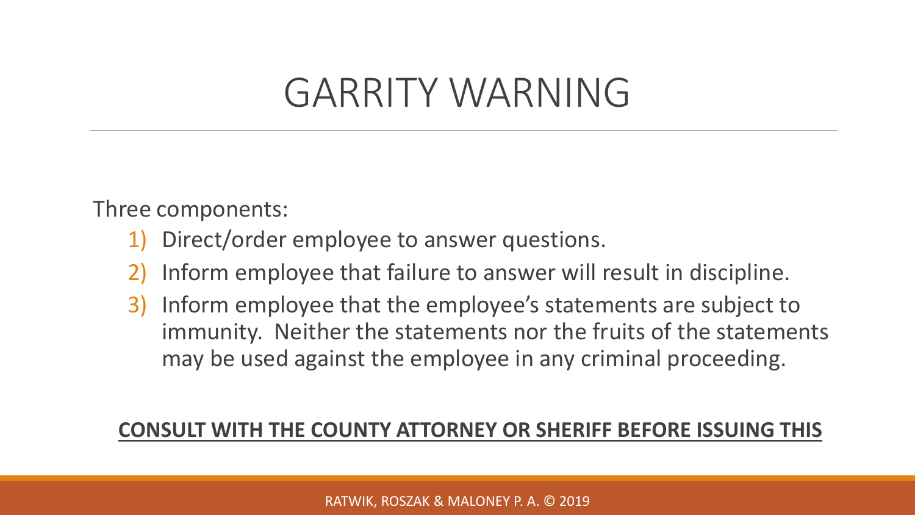# GARRITY WARNING

Three components:

1) Direct/order employee to answer questions.
2) Inform employee that failure to answer will result in discipline.
3) Inform employee that the employee's statements are subject to immunity. Neither the statements nor the fruits of the statements may be used against the employee in any criminal proceeding.

**CONSULT WITH THE COUNTY ATTORNEY OR SHERIFF BEFORE ISSUING THIS**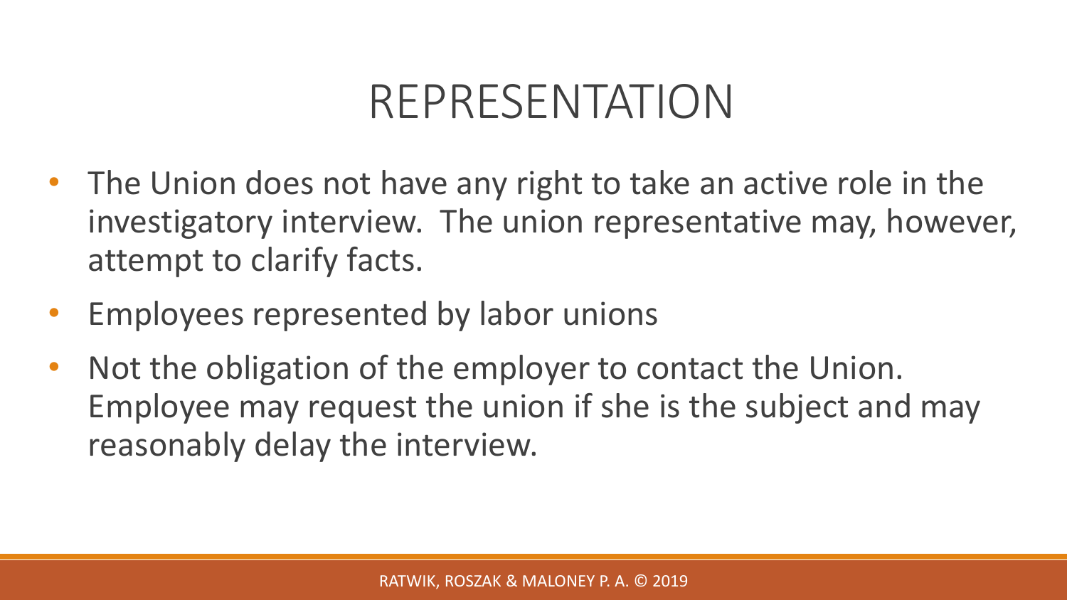# REPRESENTATION

- The Union does not have any right to take an active role in the investigatory interview. The union representative may, however, attempt to clarify facts.
- Employees represented by labor unions
- Not the obligation of the employer to contact the Union. Employee may request the union if she is the subject and may reasonably delay the interview.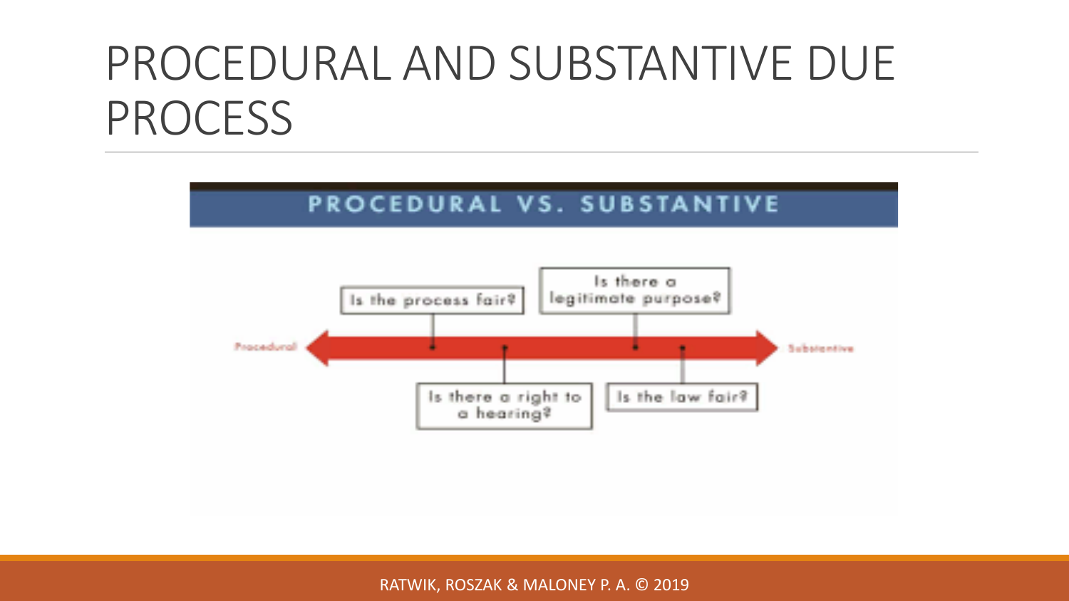# PROCEDURAL AND SUBSTANTIVE DUE PROCESS

**PROCEDURAL VS. SUBSTANTIVE**

Procedural ← → Substantive

- Is the process fair?
- Is there a right to a hearing?
- Is there a legitimate purpose?
- Is the law fair?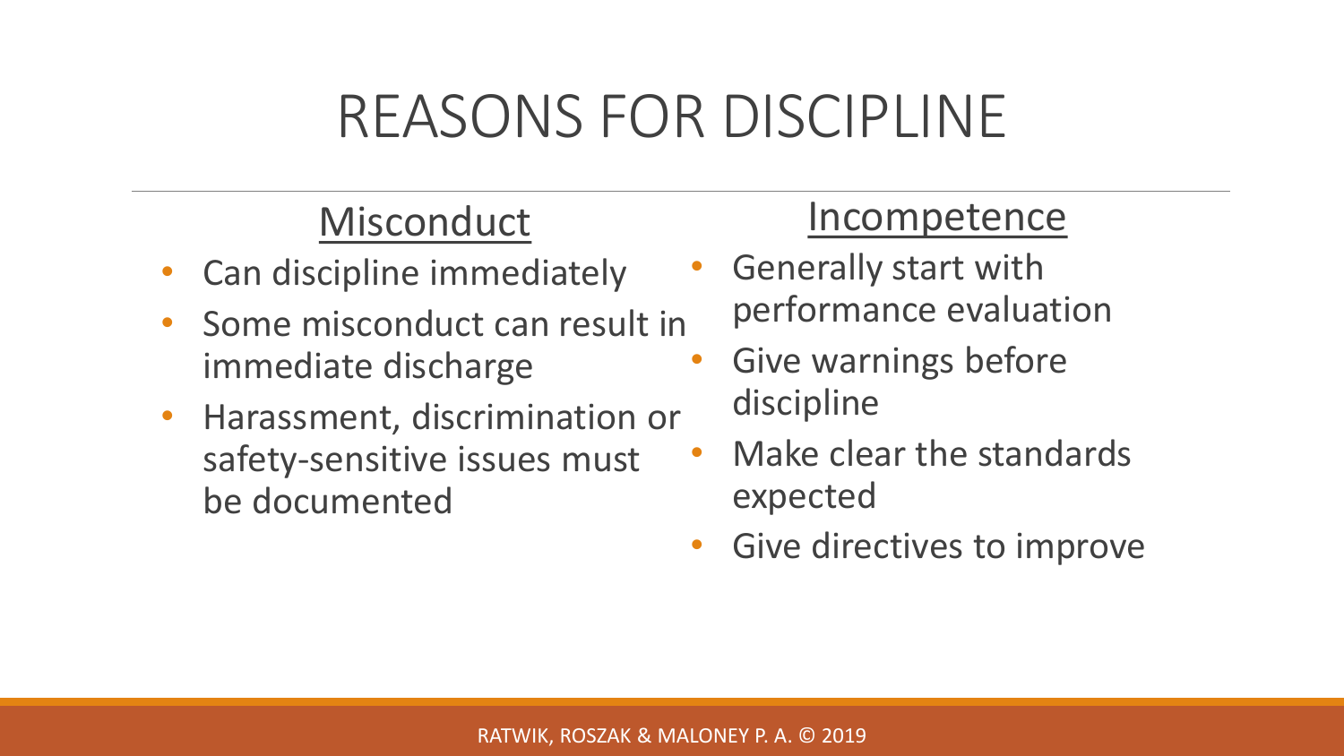# REASONS FOR DISCIPLINE

## Misconduct

- Can discipline immediately
- Some misconduct can result in immediate discharge
- Harassment, discrimination or safety-sensitive issues must be documented

## Incompetence

- Generally start with performance evaluation
- Give warnings before discipline
- Make clear the standards expected
- Give directives to improve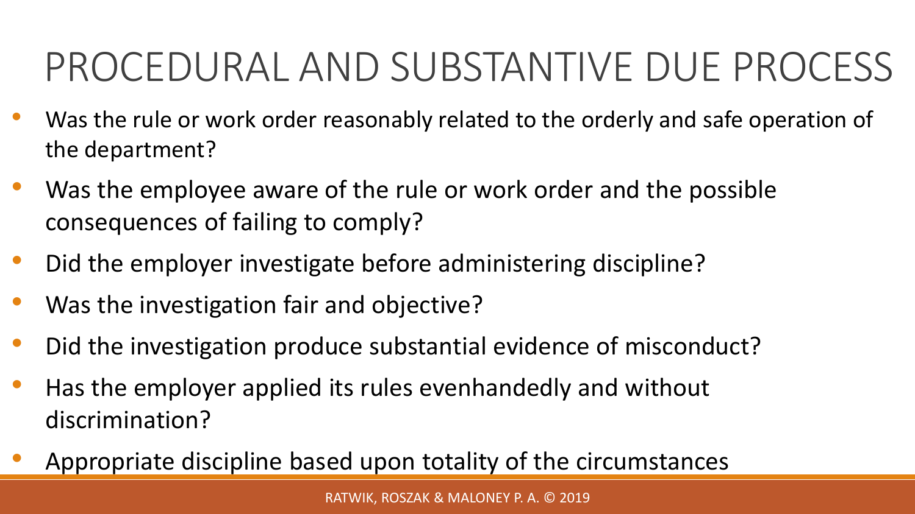# PROCEDURAL AND SUBSTANTIVE DUE PROCESS

- Was the rule or work order reasonably related to the orderly and safe operation of the department?
- Was the employee aware of the rule or work order and the possible consequences of failing to comply?
- Did the employer investigate before administering discipline?
- Was the investigation fair and objective?
- Did the investigation produce substantial evidence of misconduct?
- Has the employer applied its rules evenhandedly and without discrimination?
- Appropriate discipline based upon totality of the circumstances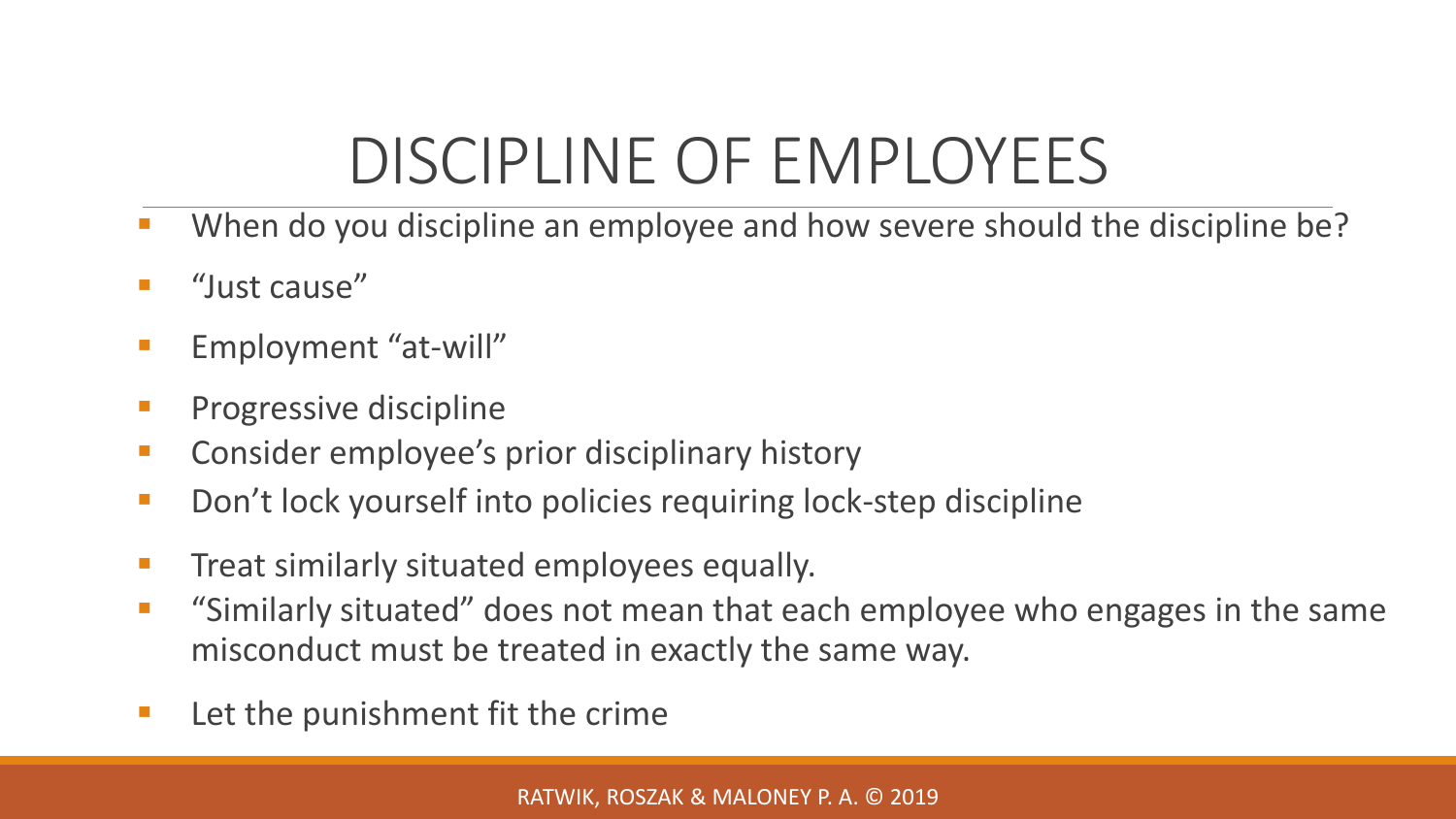# DISCIPLINE OF EMPLOYEES

- When do you discipline an employee and how severe should the discipline be?
- "Just cause"
- Employment "at-will"
- Progressive discipline
- Consider employee's prior disciplinary history
- Don't lock yourself into policies requiring lock-step discipline
- Treat similarly situated employees equally.
- "Similarly situated" does not mean that each employee who engages in the same misconduct must be treated in exactly the same way.
- Let the punishment fit the crime

RATWIK, ROSZAK & MALONEY P. A. © 2019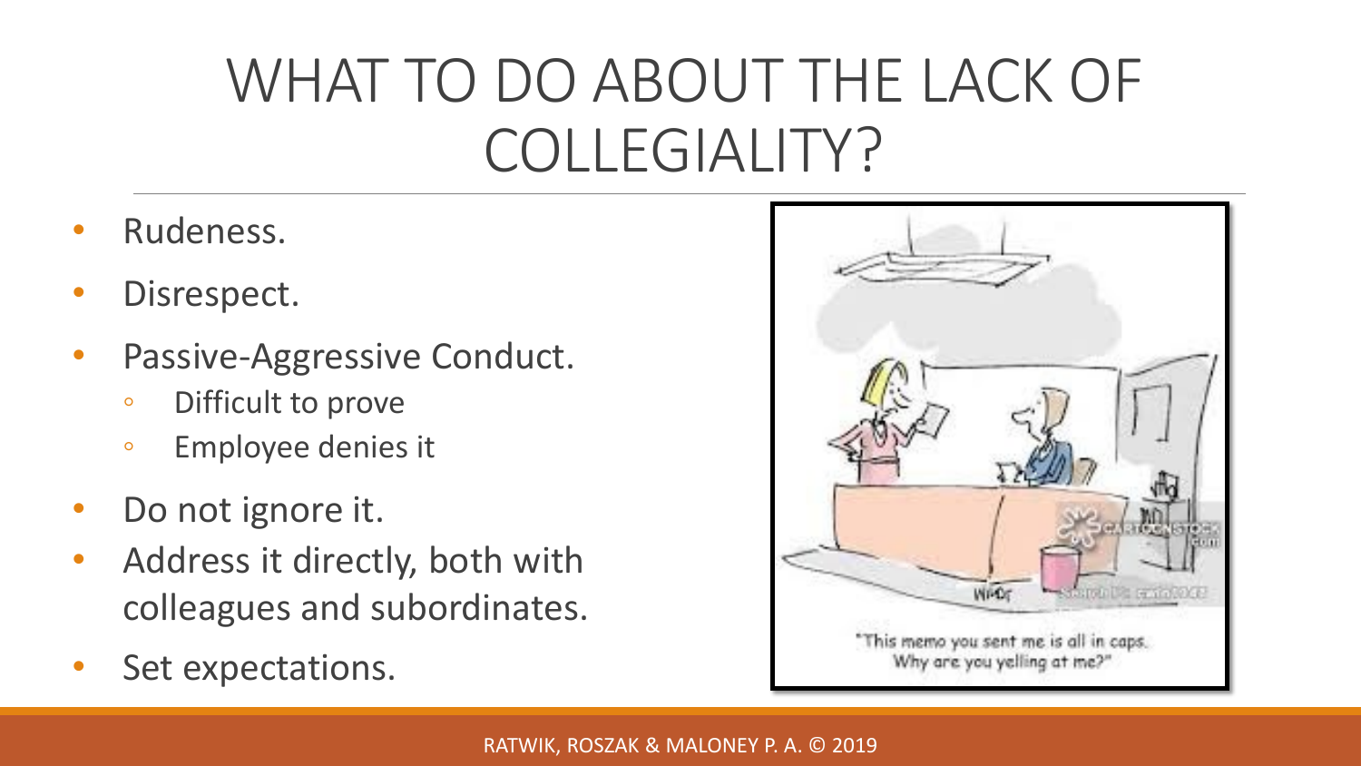# WHAT TO DO ABOUT THE LACK OF COLLEGIALITY?

- Rudeness.
- Disrespect.
- Passive-Aggressive Conduct.
  - Difficult to prove
  - Employee denies it
- Do not ignore it.
- Address it directly, both with colleagues and subordinates.
- Set expectations.

"This memo you sent me is all in caps. Why are you yelling at me?"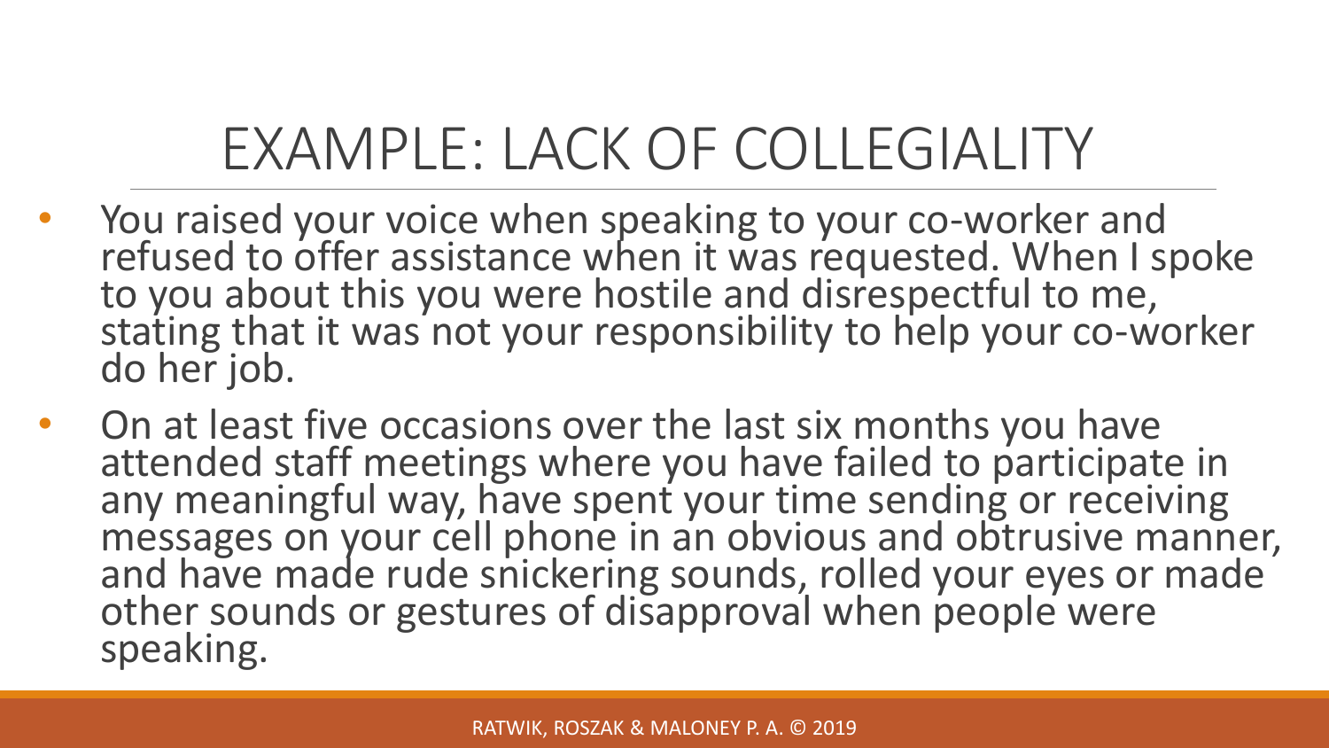# EXAMPLE: LACK OF COLLEGIALITY

- You raised your voice when speaking to your co-worker and refused to offer assistance when it was requested. When I spoke to you about this you were hostile and disrespectful to me, stating that it was not your responsibility to help your co-worker do her job.
- On at least five occasions over the last six months you have attended staff meetings where you have failed to participate in any meaningful way, have spent your time sending or receiving messages on your cell phone in an obvious and obtrusive manner, and have made rude snickering sounds, rolled your eyes or made other sounds or gestures of disapproval when people were speaking.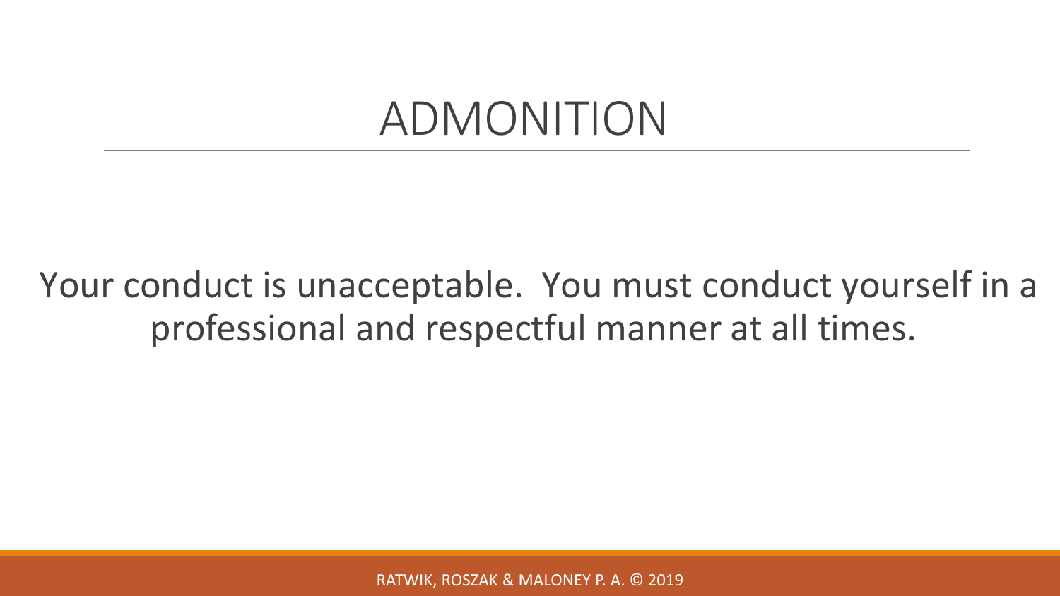# ADMONITION

Your conduct is unacceptable. You must conduct yourself in a professional and respectful manner at all times.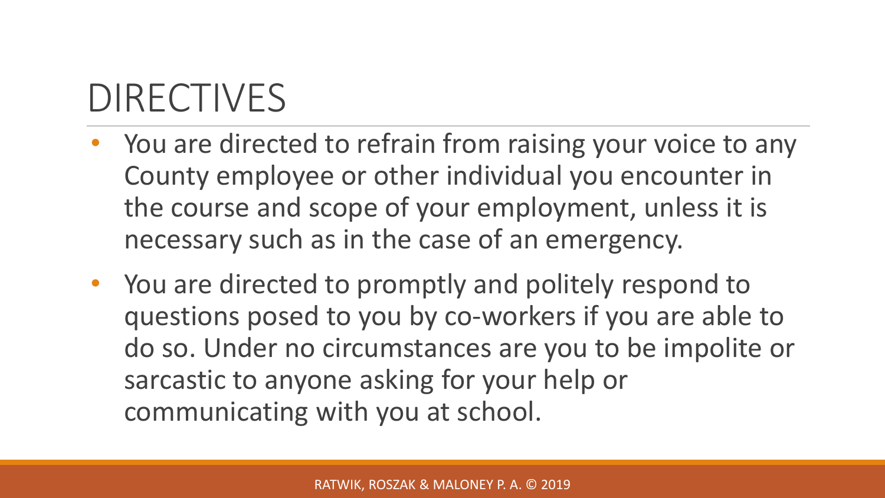# DIRECTIVES

- You are directed to refrain from raising your voice to any County employee or other individual you encounter in the course and scope of your employment, unless it is necessary such as in the case of an emergency.
- You are directed to promptly and politely respond to questions posed to you by co-workers if you are able to do so. Under no circumstances are you to be impolite or sarcastic to anyone asking for your help or communicating with you at school.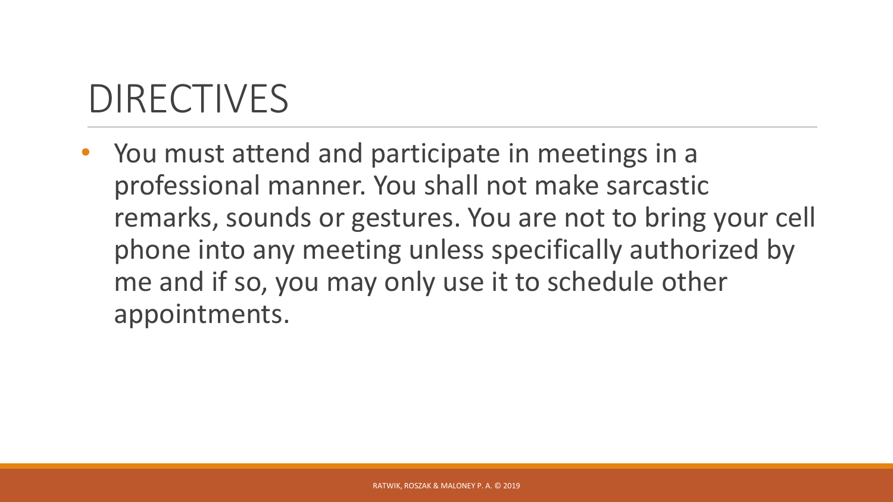# DIRECTIVES

- You must attend and participate in meetings in a professional manner. You shall not make sarcastic remarks, sounds or gestures. You are not to bring your cell phone into any meeting unless specifically authorized by me and if so, you may only use it to schedule other appointments.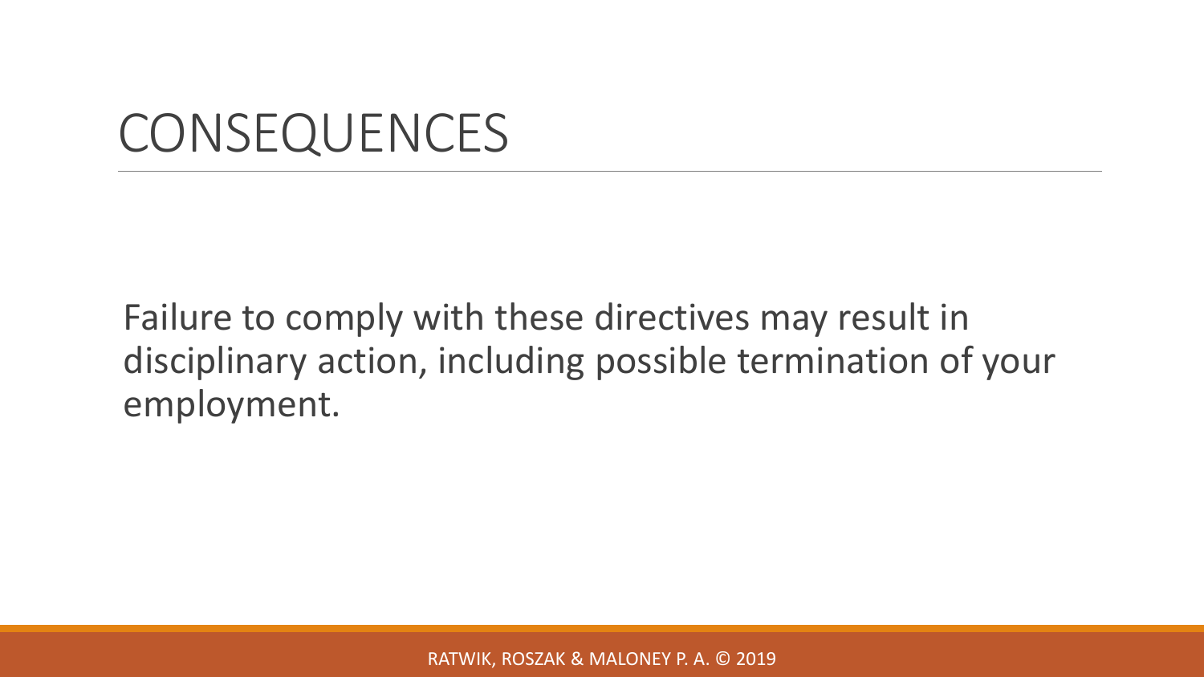# CONSEQUENCES

Failure to comply with these directives may result in disciplinary action, including possible termination of your employment.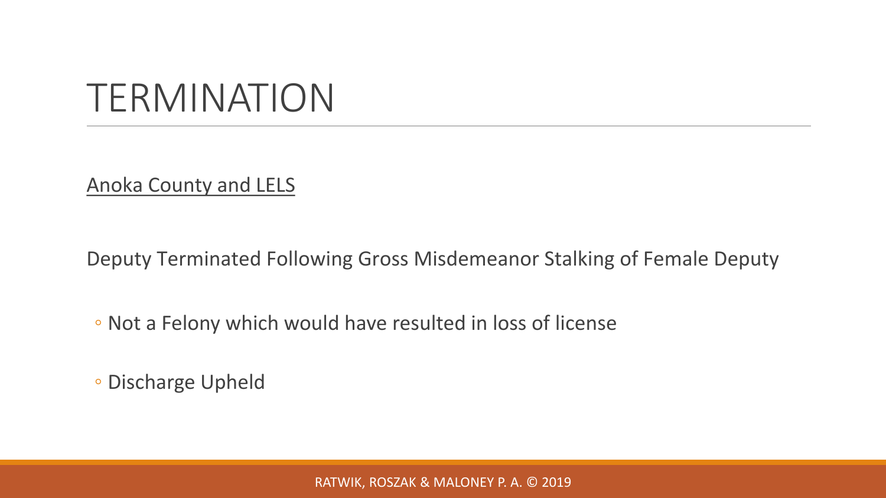# TERMINATION

Anoka County and LELS

Deputy Terminated Following Gross Misdemeanor Stalking of Female Deputy

- Not a Felony which would have resulted in loss of license
- Discharge Upheld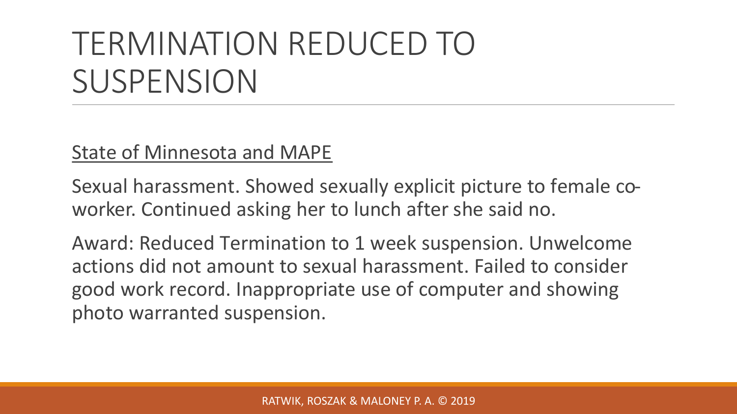# TERMINATION REDUCED TO SUSPENSION

<u>State of Minnesota and MAPE</u>

Sexual harassment. Showed sexually explicit picture to female co-worker. Continued asking her to lunch after she said no.

Award: Reduced Termination to 1 week suspension. Unwelcome actions did not amount to sexual harassment. Failed to consider good work record. Inappropriate use of computer and showing photo warranted suspension.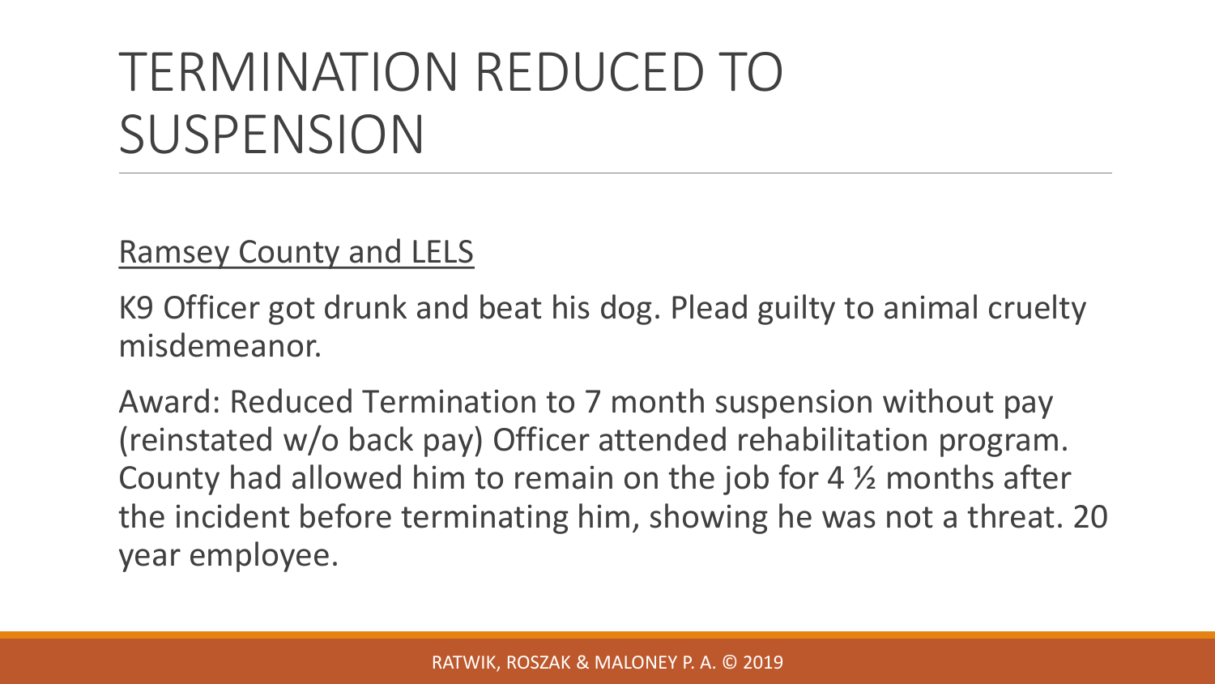# TERMINATION REDUCED TO SUSPENSION

<u>Ramsey County and LELS</u>

K9 Officer got drunk and beat his dog. Plead guilty to animal cruelty misdemeanor.

Award: Reduced Termination to 7 month suspension without pay (reinstated w/o back pay) Officer attended rehabilitation program. County had allowed him to remain on the job for 4 ½ months after the incident before terminating him, showing he was not a threat. 20 year employee.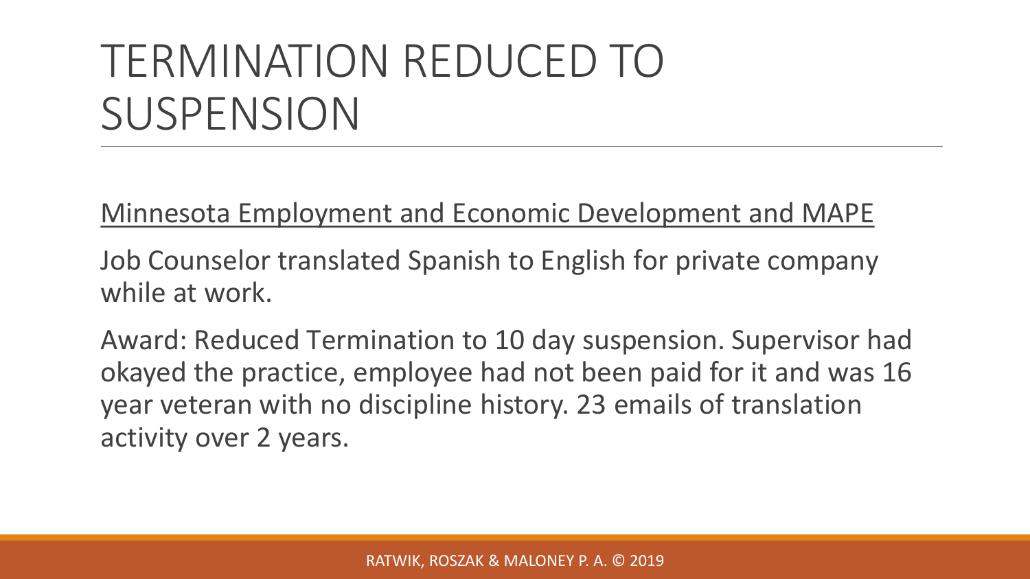# TERMINATION REDUCED TO SUSPENSION

Minnesota Employment and Economic Development and MAPE

Job Counselor translated Spanish to English for private company while at work.

Award: Reduced Termination to 10 day suspension. Supervisor had okayed the practice, employee had not been paid for it and was 16 year veteran with no discipline history. 23 emails of translation activity over 2 years.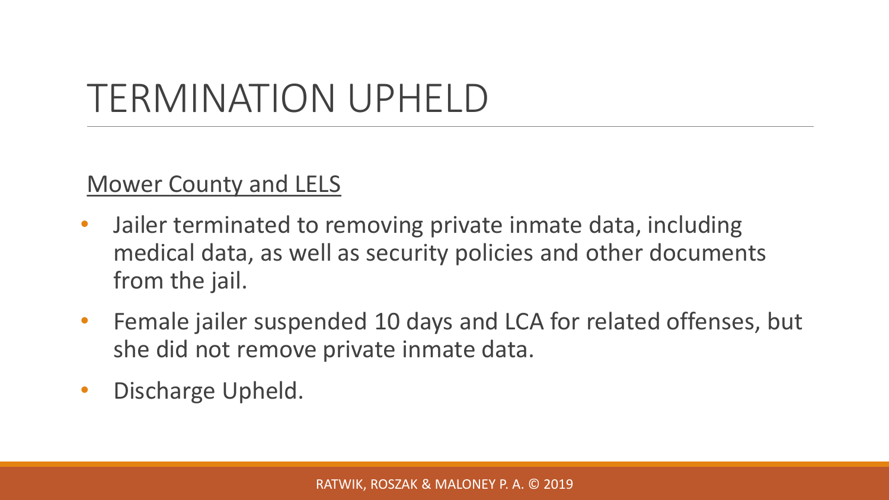# TERMINATION UPHELD

<u>Mower County and LELS</u>

- Jailer terminated to removing private inmate data, including medical data, as well as security policies and other documents from the jail.
- Female jailer suspended 10 days and LCA for related offenses, but she did not remove private inmate data.
- Discharge Upheld.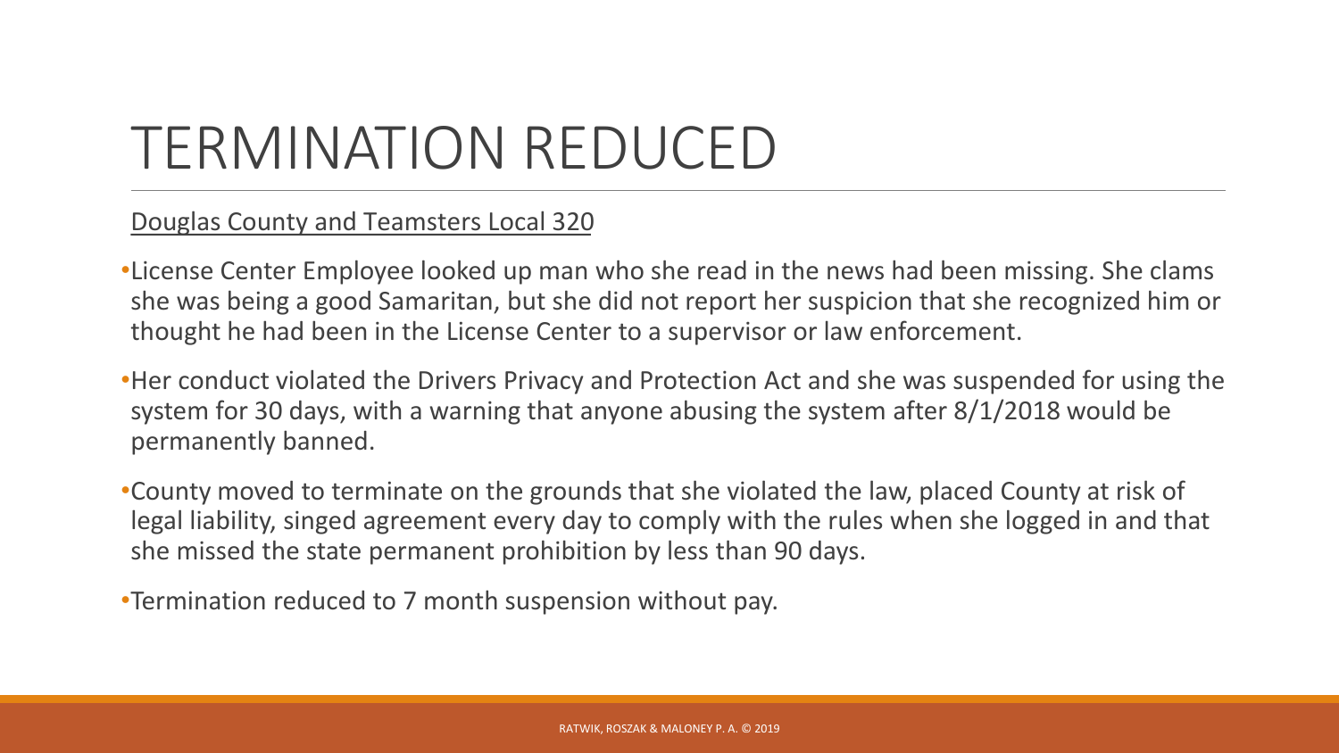# TERMINATION REDUCED

Douglas County and Teamsters Local 320

- License Center Employee looked up man who she read in the news had been missing. She clams she was being a good Samaritan, but she did not report her suspicion that she recognized him or thought he had been in the License Center to a supervisor or law enforcement.
- Her conduct violated the Drivers Privacy and Protection Act and she was suspended for using the system for 30 days, with a warning that anyone abusing the system after 8/1/2018 would be permanently banned.
- County moved to terminate on the grounds that she violated the law, placed County at risk of legal liability, singed agreement every day to comply with the rules when she logged in and that she missed the state permanent prohibition by less than 90 days.
- Termination reduced to 7 month suspension without pay.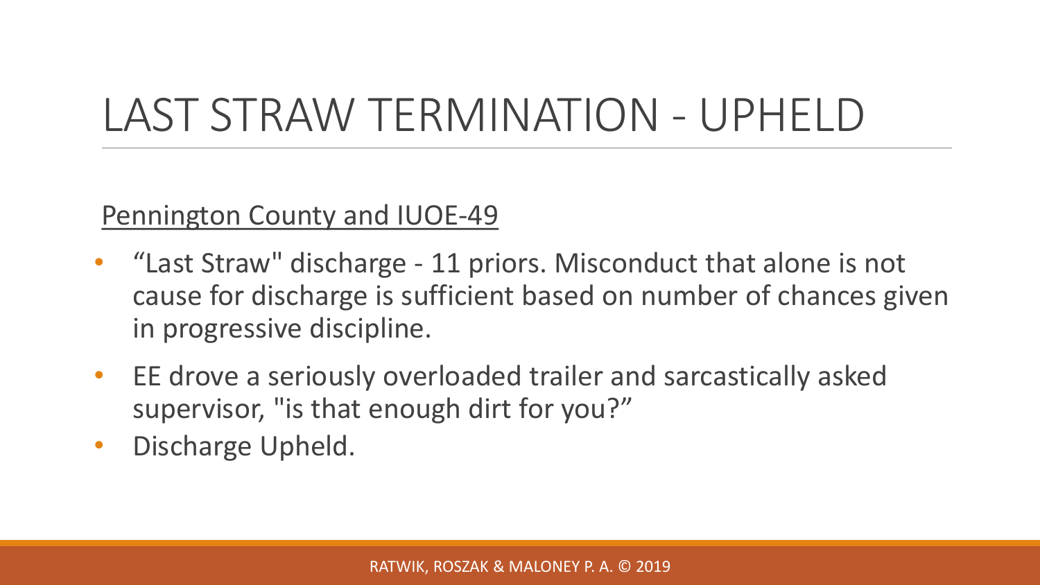# LAST STRAW TERMINATION - UPHELD

<u>Pennington County and IUOE-49</u>

- "Last Straw" discharge - 11 priors. Misconduct that alone is not cause for discharge is sufficient based on number of chances given in progressive discipline.
- EE drove a seriously overloaded trailer and sarcastically asked supervisor, "is that enough dirt for you?"
- Discharge Upheld.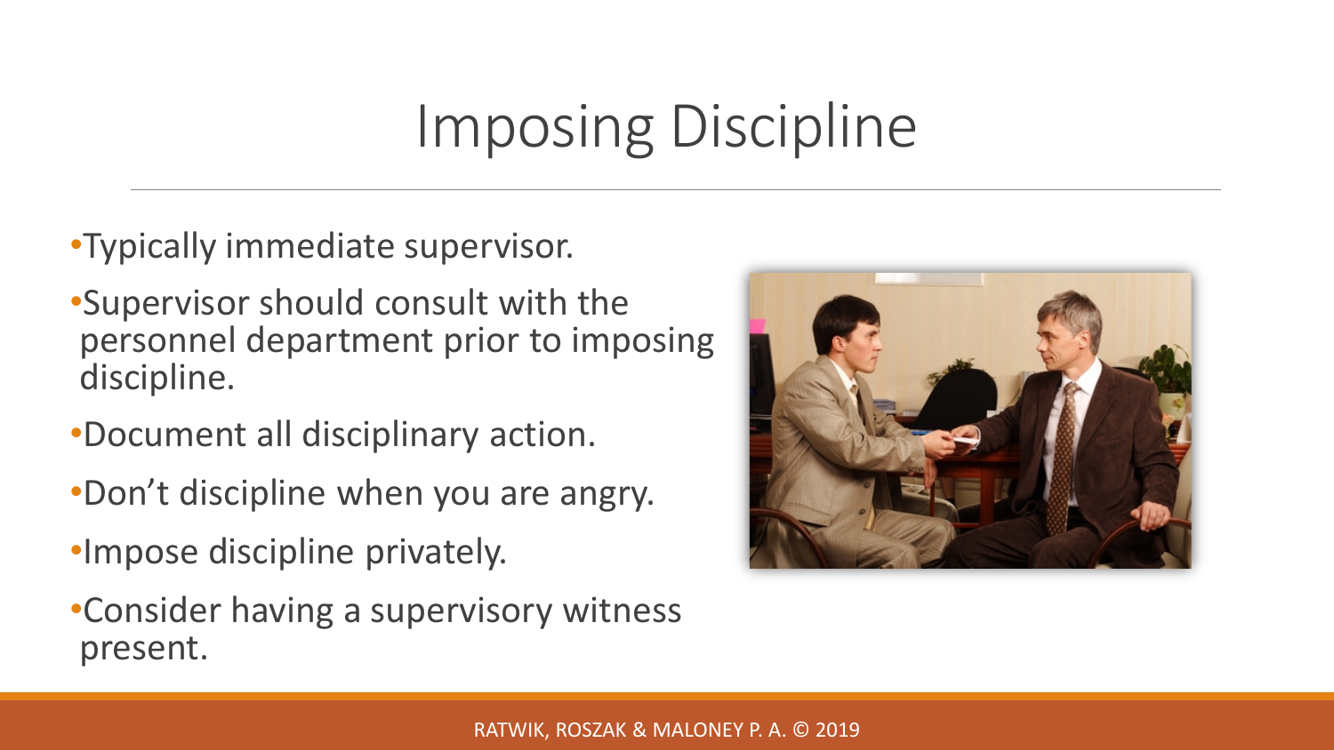# Imposing Discipline

- Typically immediate supervisor.
- Supervisor should consult with the personnel department prior to imposing discipline.
- Document all disciplinary action.
- Don't discipline when you are angry.
- Impose discipline privately.
- Consider having a supervisory witness present.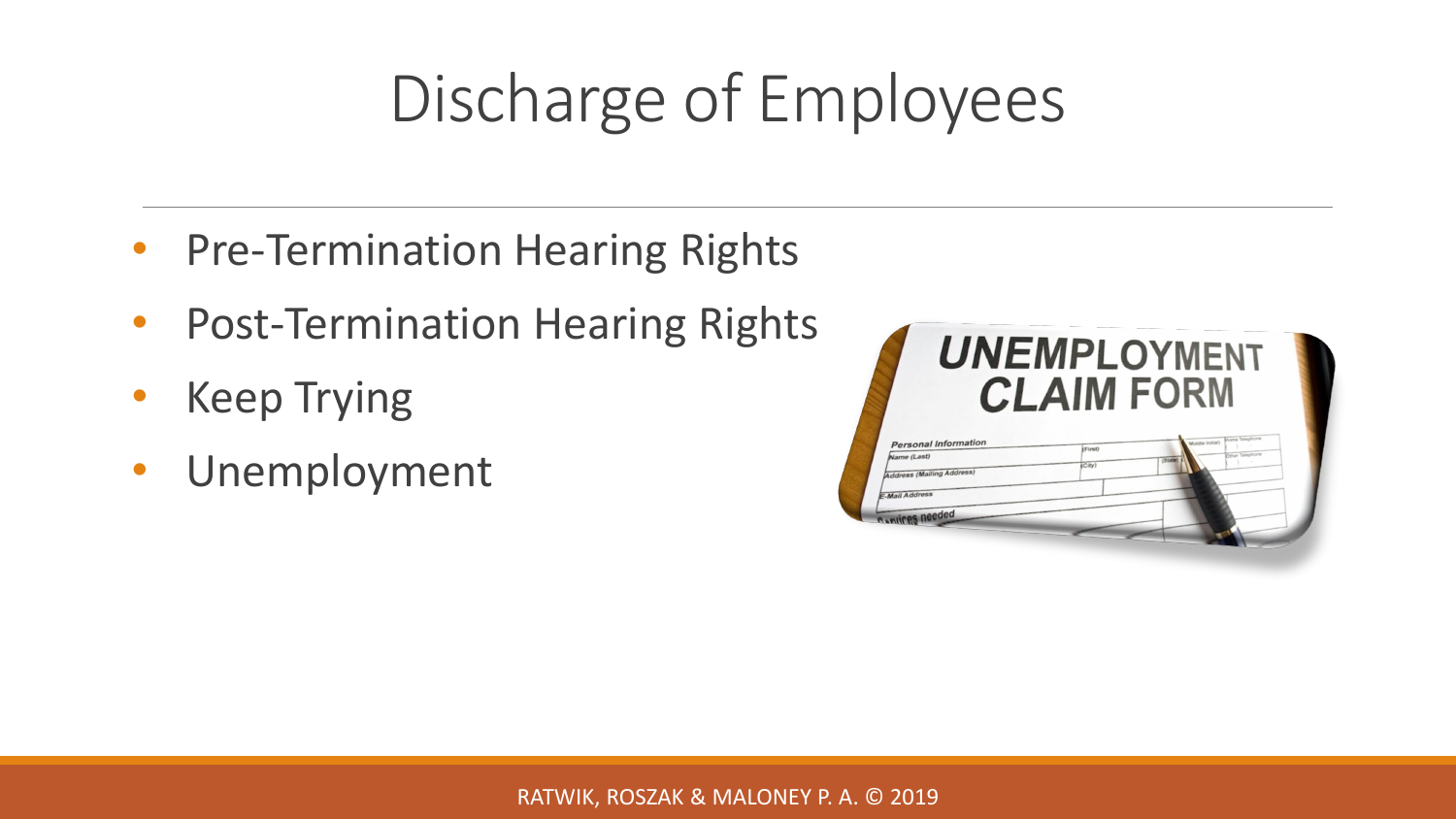# Discharge of Employees

- Pre-Termination Hearing Rights
- Post-Termination Hearing Rights
- Keep Trying
- Unemployment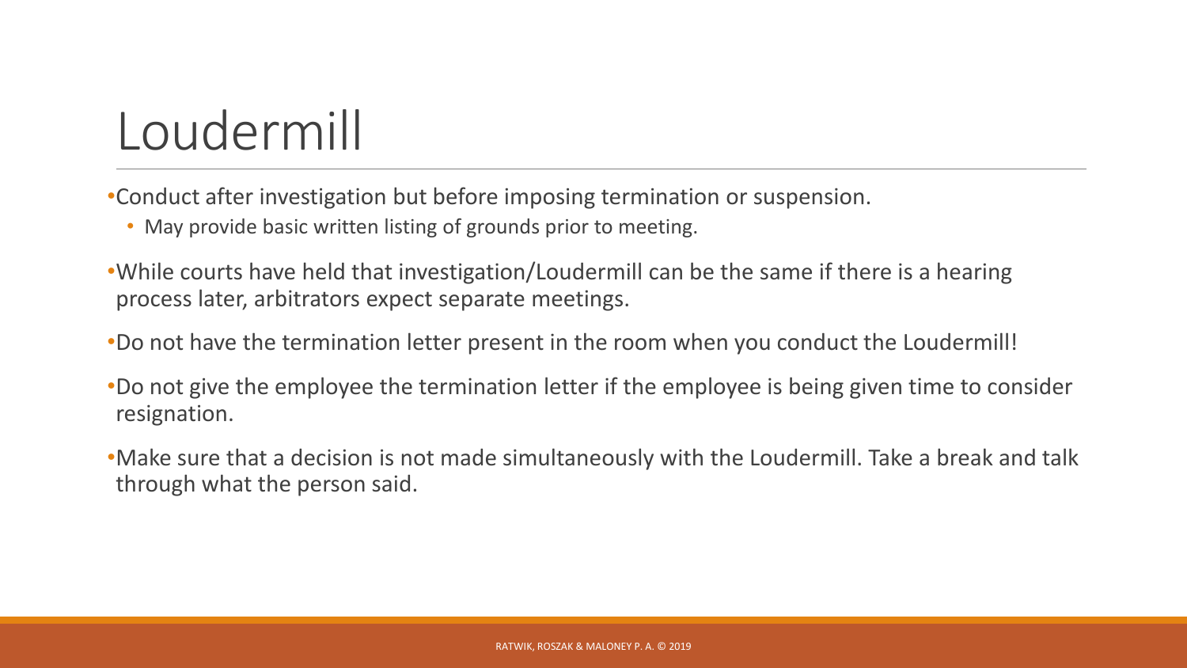# Loudermill

- Conduct after investigation but before imposing termination or suspension.
  - May provide basic written listing of grounds prior to meeting.
- While courts have held that investigation/Loudermill can be the same if there is a hearing process later, arbitrators expect separate meetings.
- Do not have the termination letter present in the room when you conduct the Loudermill!
- Do not give the employee the termination letter if the employee is being given time to consider resignation.
- Make sure that a decision is not made simultaneously with the Loudermill. Take a break and talk through what the person said.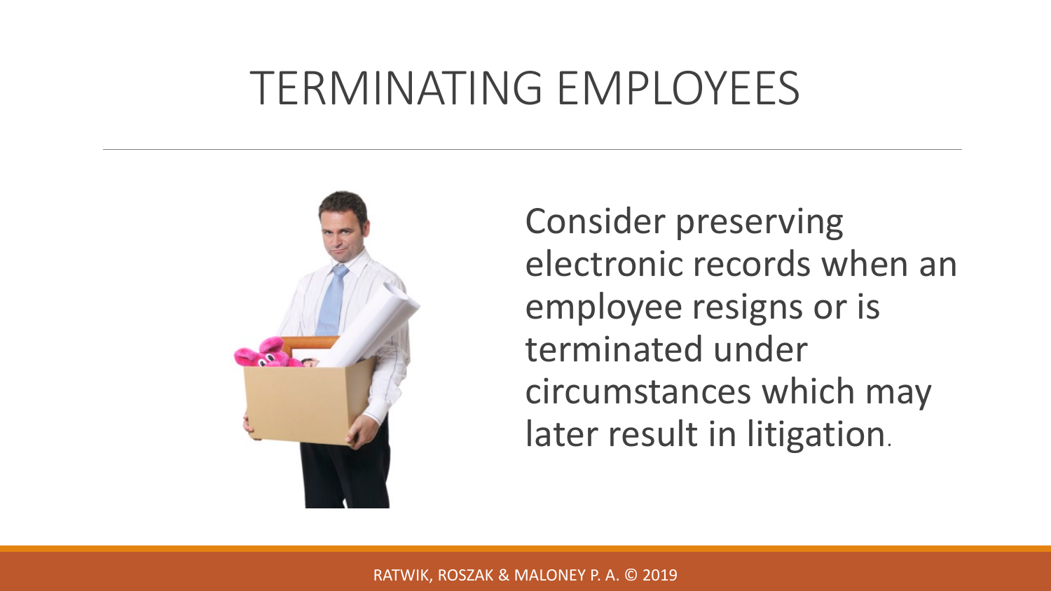# TERMINATING EMPLOYEES

Consider preserving electronic records when an employee resigns or is terminated under circumstances which may later result in litigation.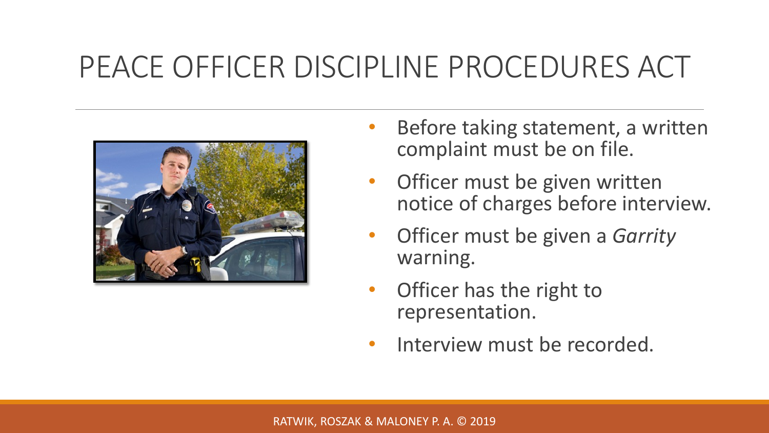# PEACE OFFICER DISCIPLINE PROCEDURES ACT

- Before taking statement, a written complaint must be on file.
- Officer must be given written notice of charges before interview.
- Officer must be given a *Garrity* warning.
- Officer has the right to representation.
- Interview must be recorded.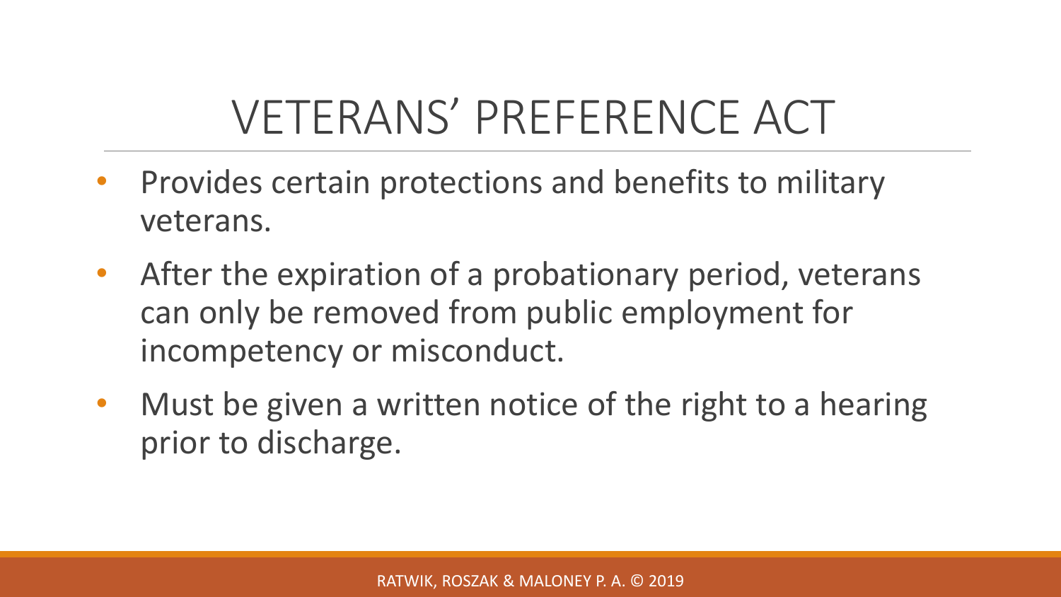# VETERANS' PREFERENCE ACT

- Provides certain protections and benefits to military veterans.
- After the expiration of a probationary period, veterans can only be removed from public employment for incompetency or misconduct.
- Must be given a written notice of the right to a hearing prior to discharge.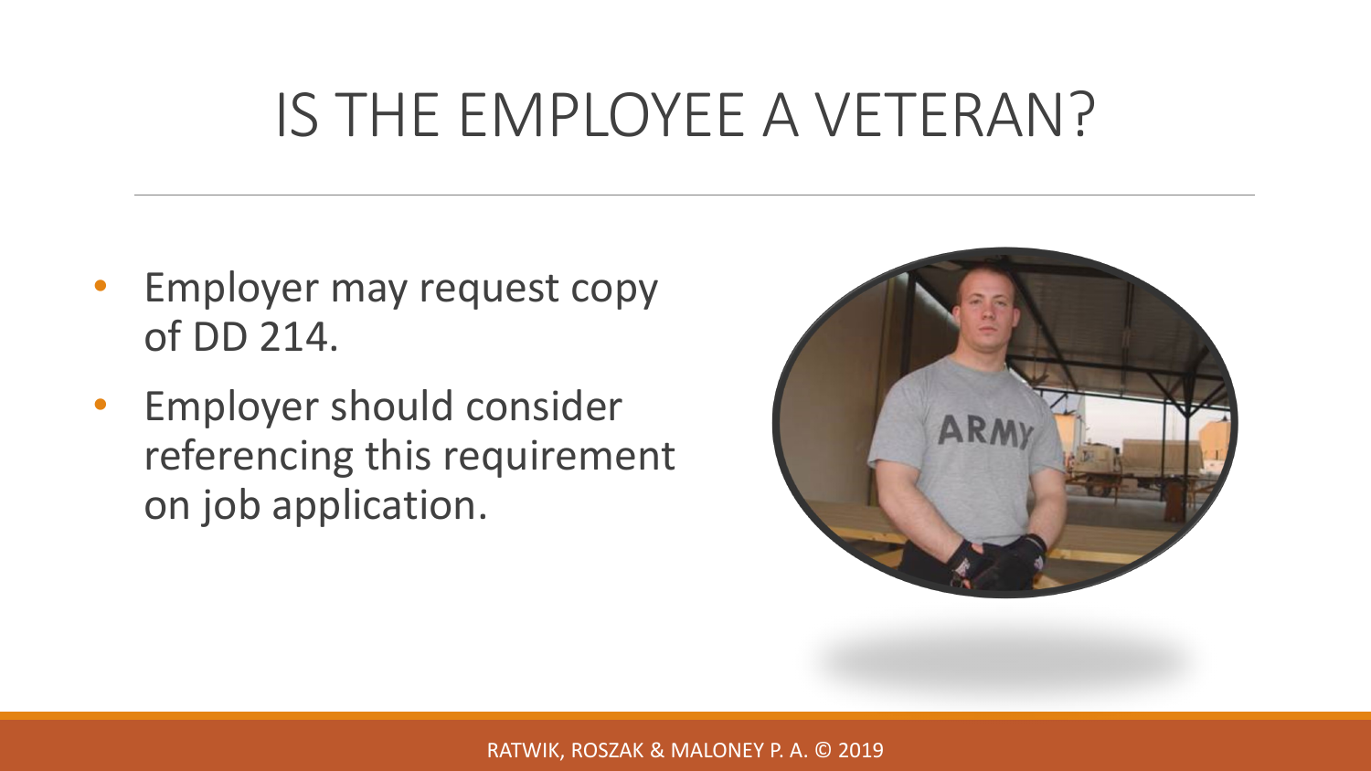# IS THE EMPLOYEE A VETERAN?

- Employer may request copy of DD 214.
- Employer should consider referencing this requirement on job application.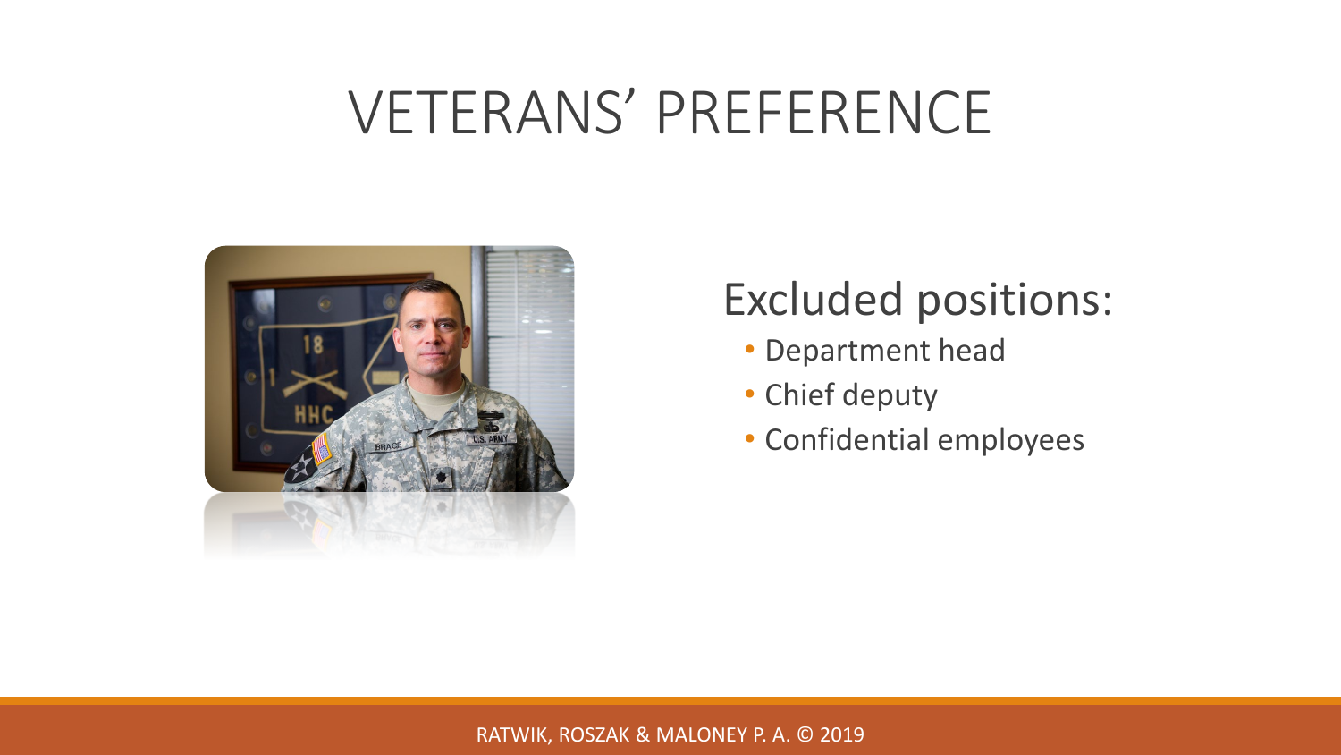# VETERANS' PREFERENCE

## Excluded positions:

- Department head
- Chief deputy
- Confidential employees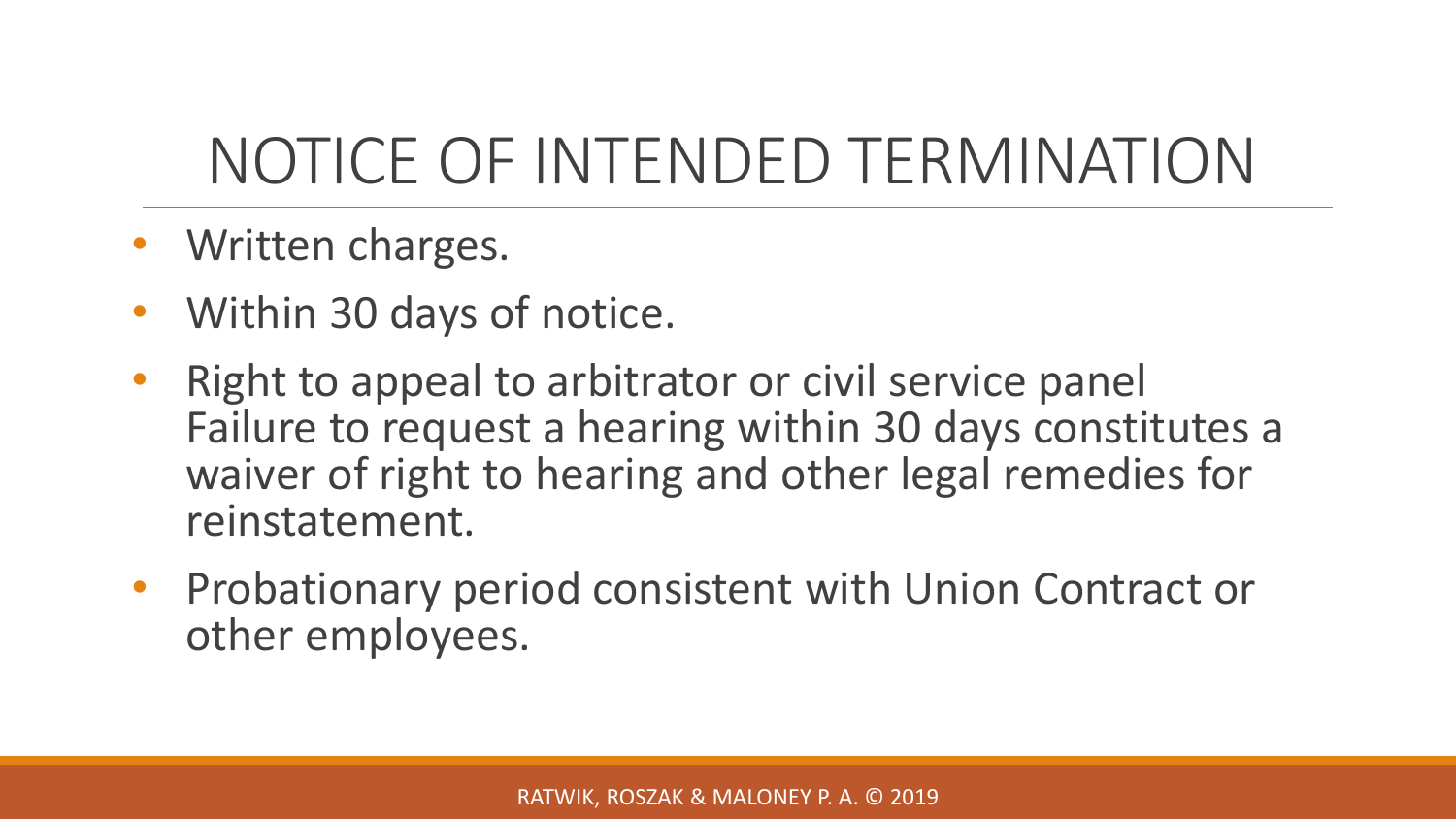# NOTICE OF INTENDED TERMINATION

- Written charges.
- Within 30 days of notice.
- Right to appeal to arbitrator or civil service panel Failure to request a hearing within 30 days constitutes a waiver of right to hearing and other legal remedies for reinstatement.
- Probationary period consistent with Union Contract or other employees.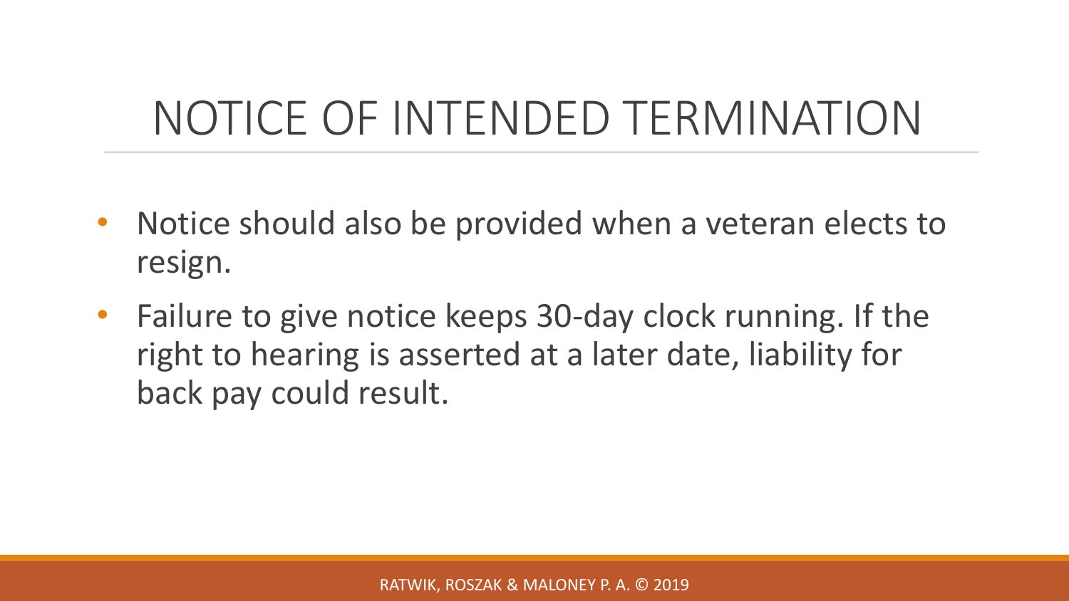# NOTICE OF INTENDED TERMINATION

- Notice should also be provided when a veteran elects to resign.
- Failure to give notice keeps 30-day clock running. If the right to hearing is asserted at a later date, liability for back pay could result.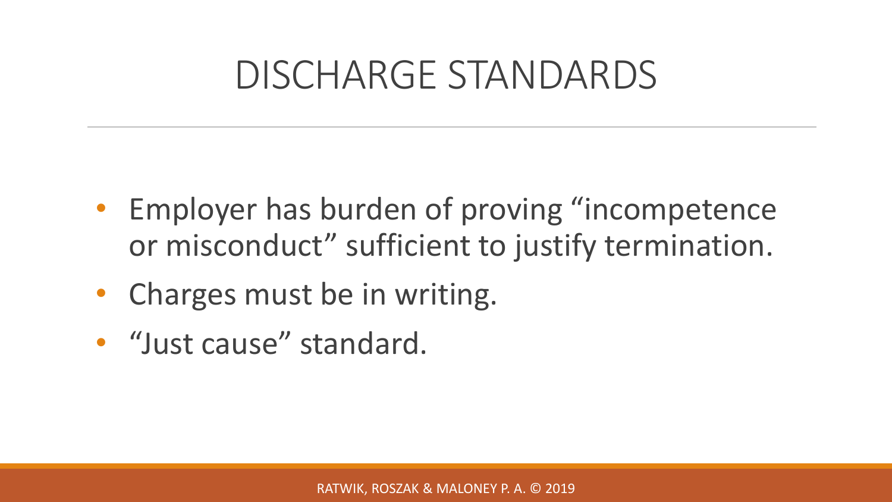# DISCHARGE STANDARDS

- Employer has burden of proving "incompetence or misconduct" sufficient to justify termination.
- Charges must be in writing.
- "Just cause" standard.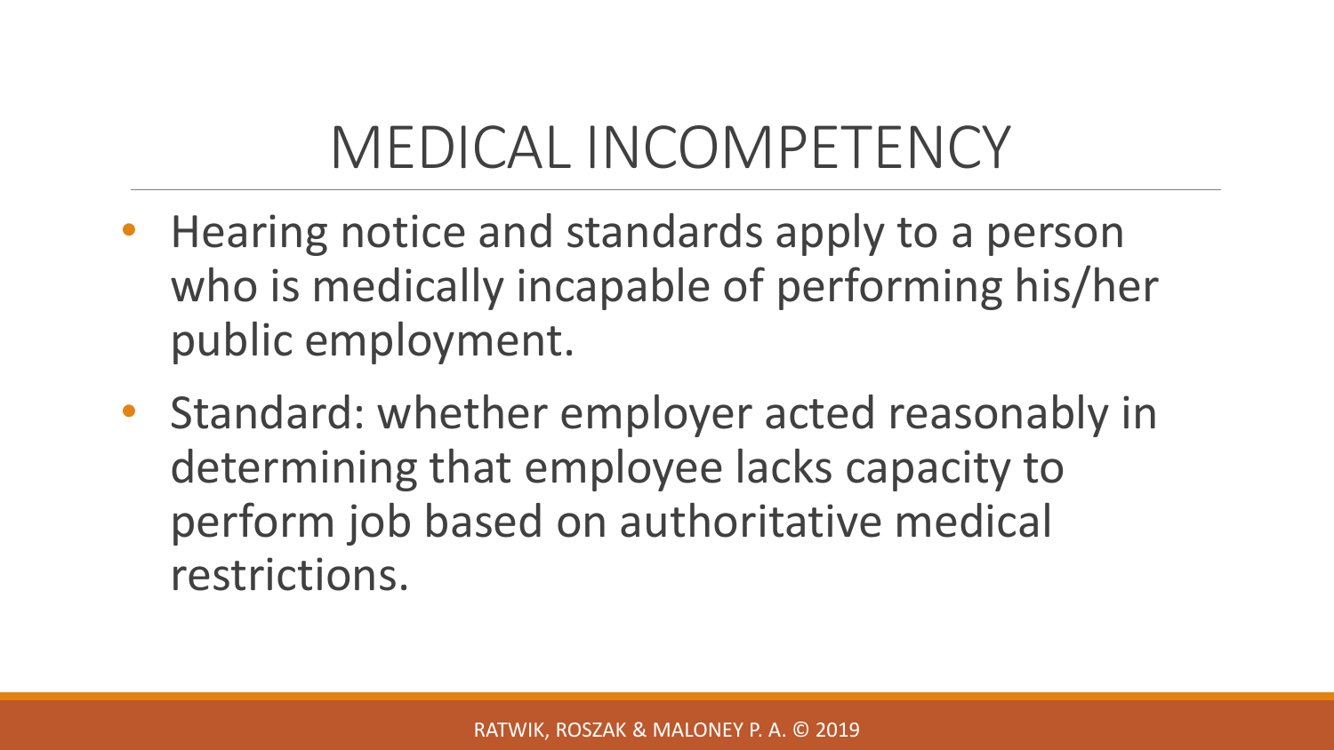# MEDICAL INCOMPETENCY

- Hearing notice and standards apply to a person who is medically incapable of performing his/her public employment.
- Standard: whether employer acted reasonably in determining that employee lacks capacity to perform job based on authoritative medical restrictions.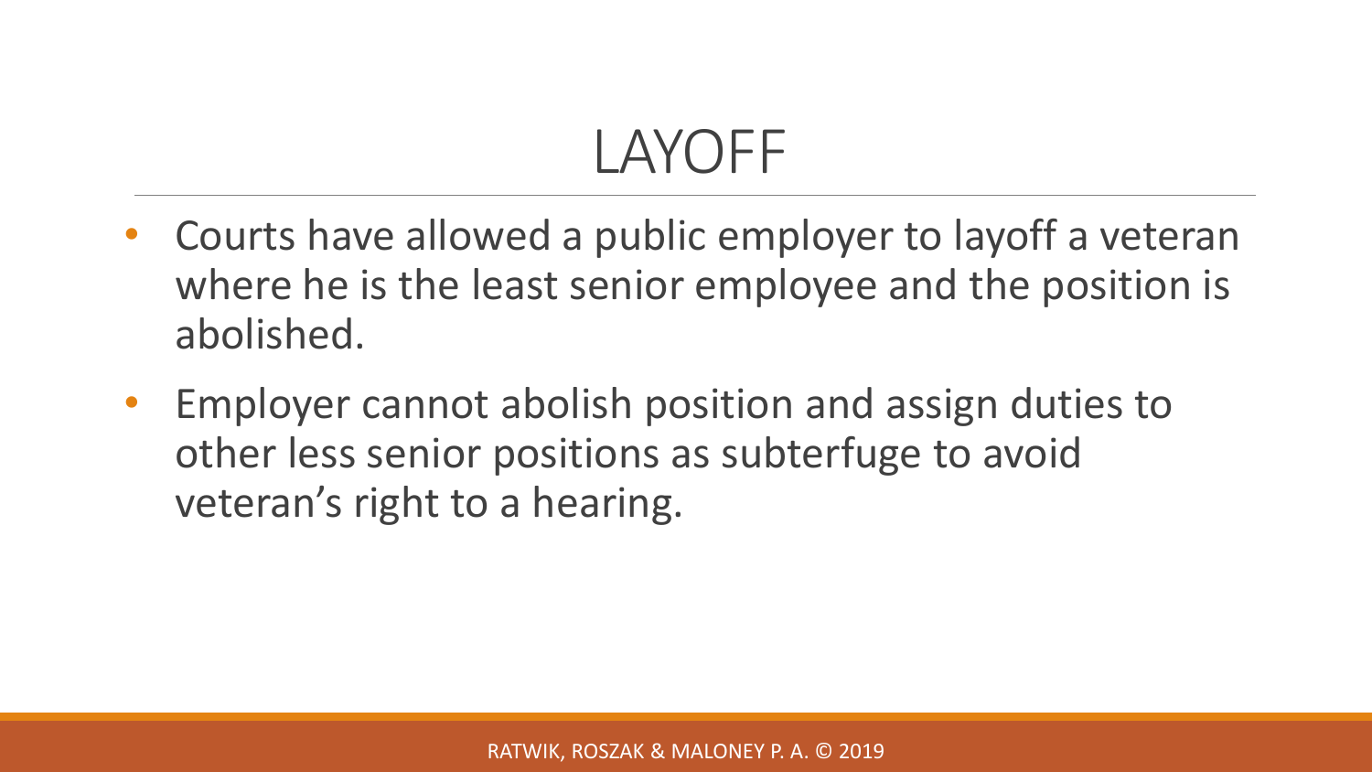# LAYOFF

- Courts have allowed a public employer to layoff a veteran where he is the least senior employee and the position is abolished.
- Employer cannot abolish position and assign duties to other less senior positions as subterfuge to avoid veteran's right to a hearing.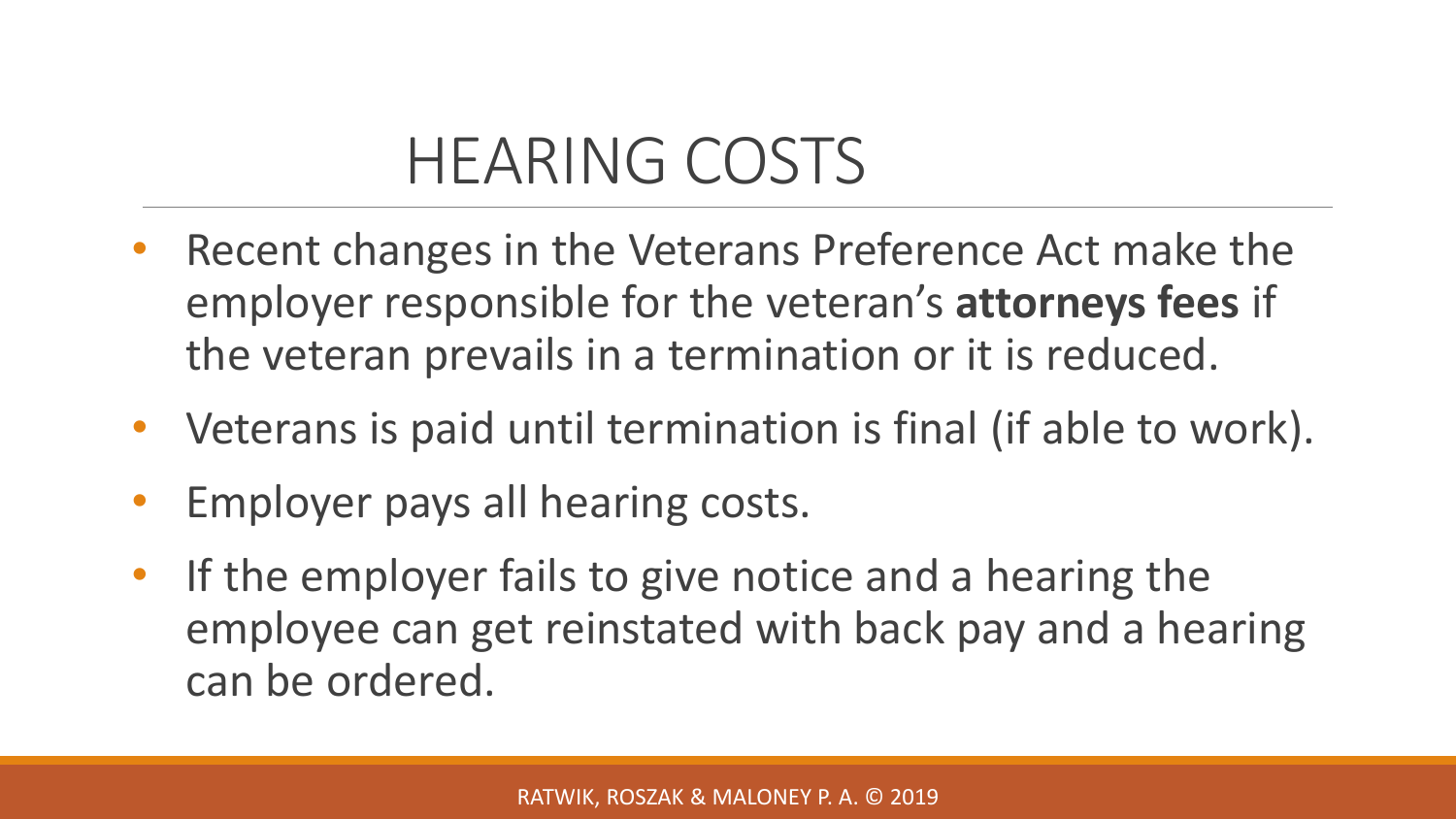# HEARING COSTS

- Recent changes in the Veterans Preference Act make the employer responsible for the veteran's **attorneys fees** if the veteran prevails in a termination or it is reduced.
- Veterans is paid until termination is final (if able to work).
- Employer pays all hearing costs.
- If the employer fails to give notice and a hearing the employee can get reinstated with back pay and a hearing can be ordered.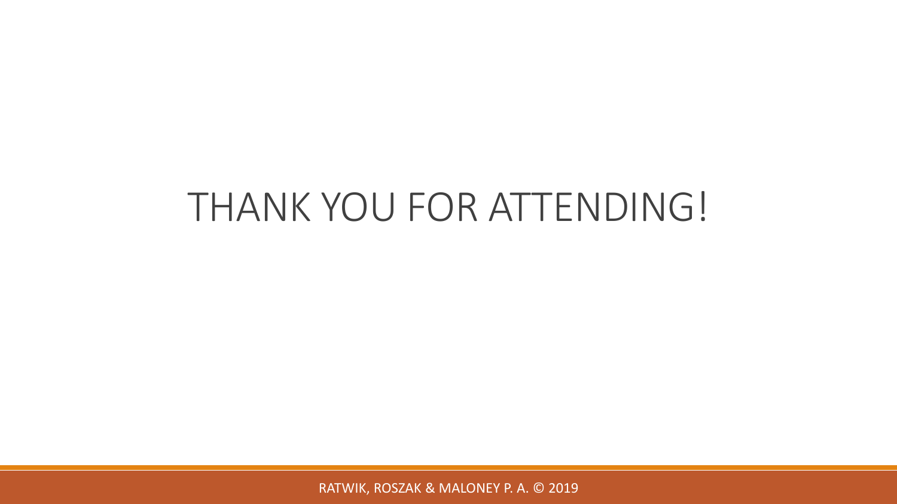# THANK YOU FOR ATTENDING!